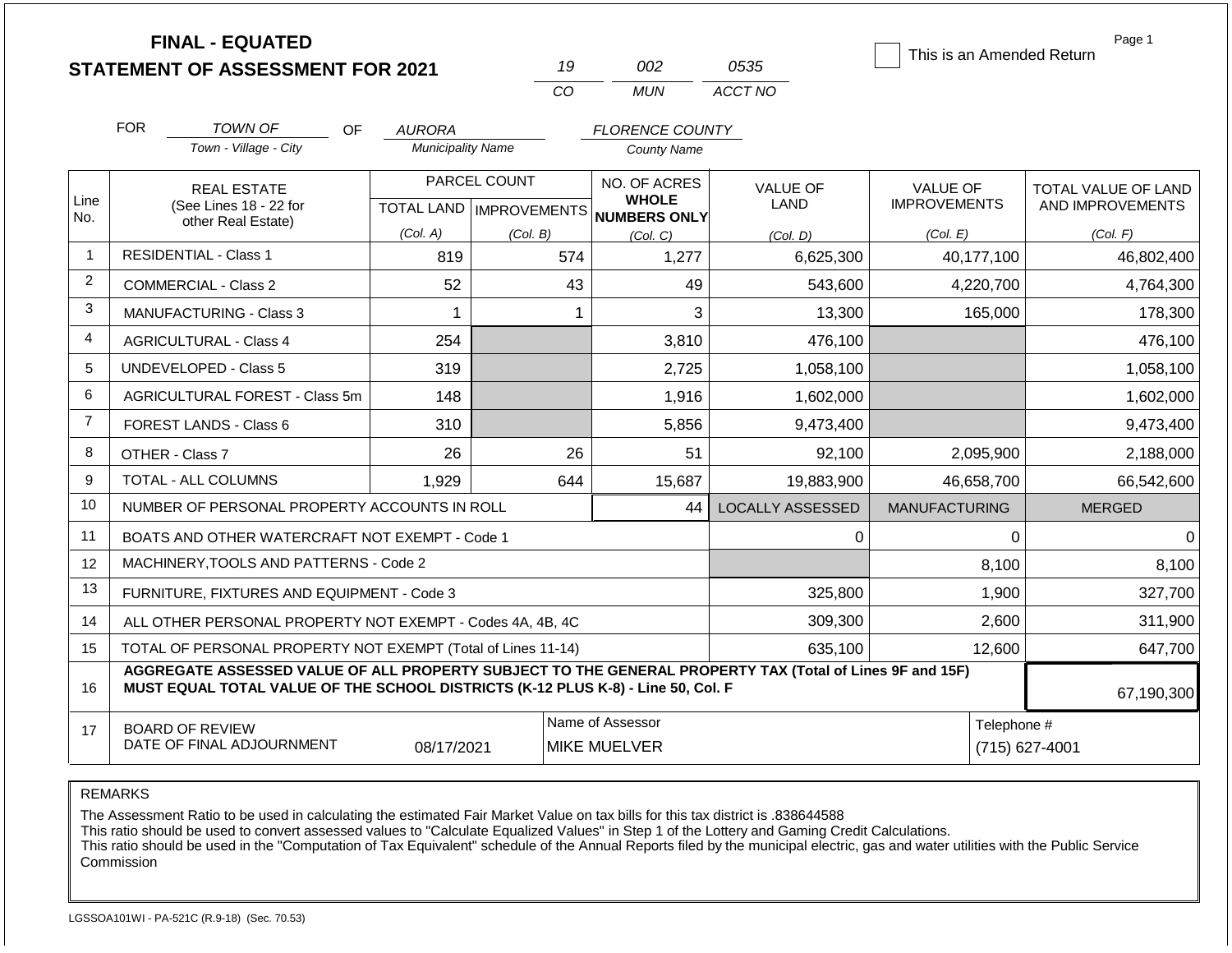# FINAL - EQUATED
## STATEMENT OF ASSESSMENT FOR 2021

19 — CO | 002 — MUN | 0535 — ACCT NO

☐ This is an Amended Return

FOR TOWN OF (Town - Village - City) OF AURORA (Municipality Name) FLORENCE COUNTY (County Name)

| Line No. | REAL ESTATE (See Lines 18 - 22 for other Real Estate) | PARCEL COUNT TOTAL LAND (Col. A) | PARCEL COUNT IMPROVEMENTS (Col. B) | NO. OF ACRES WHOLE NUMBERS ONLY (Col. C) | VALUE OF LAND (Col. D) | VALUE OF IMPROVEMENTS (Col. E) | TOTAL VALUE OF LAND AND IMPROVEMENTS (Col. F) |
|---|---|---|---|---|---|---|---|
| 1 | RESIDENTIAL - Class 1 | 819 | 574 | 1,277 | 6,625,300 | 40,177,100 | 46,802,400 |
| 2 | COMMERCIAL - Class 2 | 52 | 43 | 49 | 543,600 | 4,220,700 | 4,764,300 |
| 3 | MANUFACTURING - Class 3 | 1 | 1 | 3 | 13,300 | 165,000 | 178,300 |
| 4 | AGRICULTURAL - Class 4 | 254 | | 3,810 | 476,100 | | 476,100 |
| 5 | UNDEVELOPED - Class 5 | 319 | | 2,725 | 1,058,100 | | 1,058,100 |
| 6 | AGRICULTURAL FOREST - Class 5m | 148 | | 1,916 | 1,602,000 | | 1,602,000 |
| 7 | FOREST LANDS - Class 6 | 310 | | 5,856 | 9,473,400 | | 9,473,400 |
| 8 | OTHER - Class 7 | 26 | 26 | 51 | 92,100 | 2,095,900 | 2,188,000 |
| 9 | TOTAL - ALL COLUMNS | 1,929 | 644 | 15,687 | 19,883,900 | 46,658,700 | 66,542,600 |
| 10 | NUMBER OF PERSONAL PROPERTY ACCOUNTS IN ROLL | | | 44 | LOCALLY ASSESSED | MANUFACTURING | MERGED |
| 11 | BOATS AND OTHER WATERCRAFT NOT EXEMPT - Code 1 | | | | 0 | 0 | 0 |
| 12 | MACHINERY,TOOLS AND PATTERNS - Code 2 | | | | | 8,100 | 8,100 |
| 13 | FURNITURE, FIXTURES AND EQUIPMENT - Code 3 | | | | 325,800 | 1,900 | 327,700 |
| 14 | ALL OTHER PERSONAL PROPERTY NOT EXEMPT - Codes 4A, 4B, 4C | | | | 309,300 | 2,600 | 311,900 |
| 15 | TOTAL OF PERSONAL PROPERTY NOT EXEMPT (Total of Lines 11-14) | | | | 635,100 | 12,600 | 647,700 |
| 16 | AGGREGATE ASSESSED VALUE OF ALL PROPERTY SUBJECT TO THE GENERAL PROPERTY TAX (Total of Lines 9F and 15F) MUST EQUAL TOTAL VALUE OF THE SCHOOL DISTRICTS (K-12 PLUS K-8) - Line 50, Col. F | | | | | | 67,190,300 |
| 17 | BOARD OF REVIEW DATE OF FINAL ADJOURNMENT | 08/17/2021 | | Name of Assessor: MIKE MUELVER | | | Telephone #: (715) 627-4001 |

REMARKS

The Assessment Ratio to be used in calculating the estimated Fair Market Value on tax bills for this tax district is .838644588
This ratio should be used to convert assessed values to "Calculate Equalized Values" in Step 1 of the Lottery and Gaming Credit Calculations.
This ratio should be used in the "Computation of Tax Equivalent" schedule of the Annual Reports filed by the municipal electric, gas and water utilities with the Public Service Commission

LGSSOA101WI - PA-521C (R.9-18) (Sec. 70.53)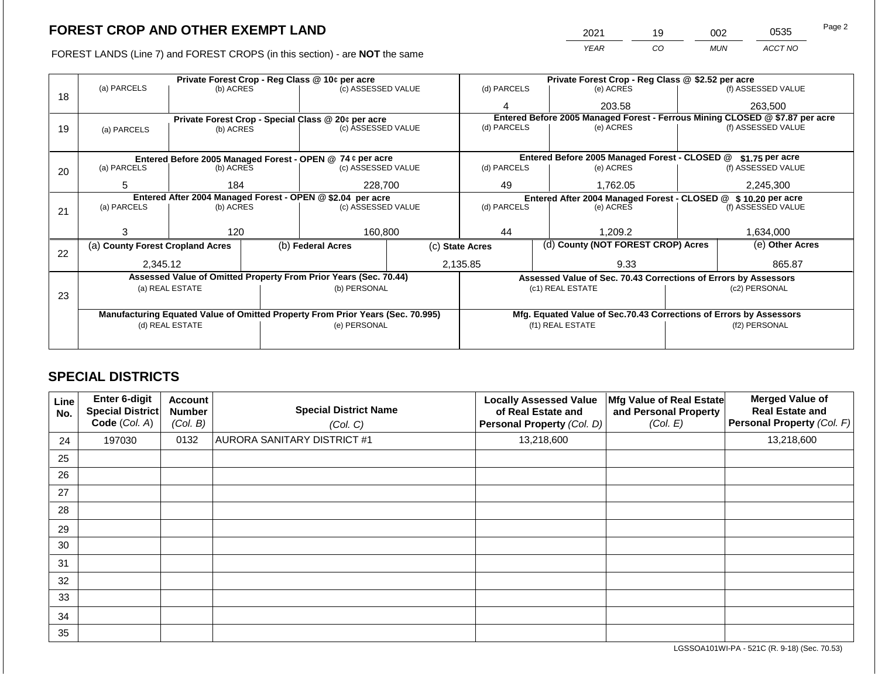# FOREST CROP AND OTHER EXEMPT LAND

| 2021 | 19 | 002 | 0535 |
|---|---|---|---|
| YEAR | CO | MUN | ACCT NO |

FOREST LANDS (Line 7) and FOREST CROPS (in this section) - are **NOT** the same

| Line | Private Forest Crop - Reg Class @ 10¢ per acre | | | Private Forest Crop - Reg Class @ $2.52 per acre | | |
|---|---|---|---|---|---|---|
| 18 | (a) PARCELS | (b) ACRES | (c) ASSESSED VALUE | (d) PARCELS | (e) ACRES | (f) ASSESSED VALUE |
| | | | | 4 | 203.58 | 263,500 |
| | **Private Forest Crop - Special Class @ 20¢ per acre** | | | **Entered Before 2005 Managed Forest - Ferrous Mining CLOSED @ $7.87 per acre** | | |
| 19 | (a) PARCELS | (b) ACRES | (c) ASSESSED VALUE | (d) PARCELS | (e) ACRES | (f) ASSESSED VALUE |
| | | | | | | |
| | **Entered Before 2005 Managed Forest - OPEN @ 74 ¢ per acre** | | | **Entered Before 2005 Managed Forest - CLOSED @ $1.75 per acre** | | |
| 20 | (a) PARCELS | (b) ACRES | (c) ASSESSED VALUE | (d) PARCELS | (e) ACRES | (f) ASSESSED VALUE |
| | 5 | 184 | 228,700 | 49 | 1,762.05 | 2,245,300 |
| | **Entered After 2004 Managed Forest - OPEN @ $2.04 per acre** | | | **Entered After 2004 Managed Forest - CLOSED @ $ 10.20 per acre** | | |
| 21 | (a) PARCELS | (b) ACRES | (c) ASSESSED VALUE | (d) PARCELS | (e) ACRES | (f) ASSESSED VALUE |
| | 3 | 120 | 160,800 | 44 | 1,209.2 | 1,634,000 |

| Line | (a) County Forest Cropland Acres | (b) Federal Acres | (c) State Acres | (d) County (NOT FOREST CROP) Acres | (e) Other Acres |
|---|---|---|---|---|---|
| 22 | 2,345.12 | | 2,135.85 | 9.33 | 865.87 |

| Line | Assessed Value of Omitted Property From Prior Years (Sec. 70.44) | | Assessed Value of Sec. 70.43 Corrections of Errors by Assessors | |
|---|---|---|---|---|
| 23 | (a) REAL ESTATE | (b) PERSONAL | (c1) REAL ESTATE | (c2) PERSONAL |
| | | | | |
| | **Manufacturing Equated Value of Omitted Property From Prior Years (Sec. 70.995)** | | **Mfg. Equated Value of Sec.70.43 Corrections of Errors by Assessors** | |
| | (d) REAL ESTATE | (e) PERSONAL | (f1) REAL ESTATE | (f2) PERSONAL |
| | | | | |

## SPECIAL DISTRICTS

| Line No. | Enter 6-digit Special District Code (Col. A) | Account Number (Col. B) | Special District Name (Col. C) | Locally Assessed Value of Real Estate and Personal Property (Col. D) | Mfg Value of Real Estate and Personal Property (Col. E) | Merged Value of Real Estate and Personal Property (Col. F) |
|---|---|---|---|---|---|---|
| 24 | 197030 | 0132 | AURORA SANITARY DISTRICT #1 | 13,218,600 | | 13,218,600 |
| 25 | | | | | | |
| 26 | | | | | | |
| 27 | | | | | | |
| 28 | | | | | | |
| 29 | | | | | | |
| 30 | | | | | | |
| 31 | | | | | | |
| 32 | | | | | | |
| 33 | | | | | | |
| 34 | | | | | | |
| 35 | | | | | | |

LGSSOA101WI-PA - 521C (R. 9-18) (Sec. 70.53)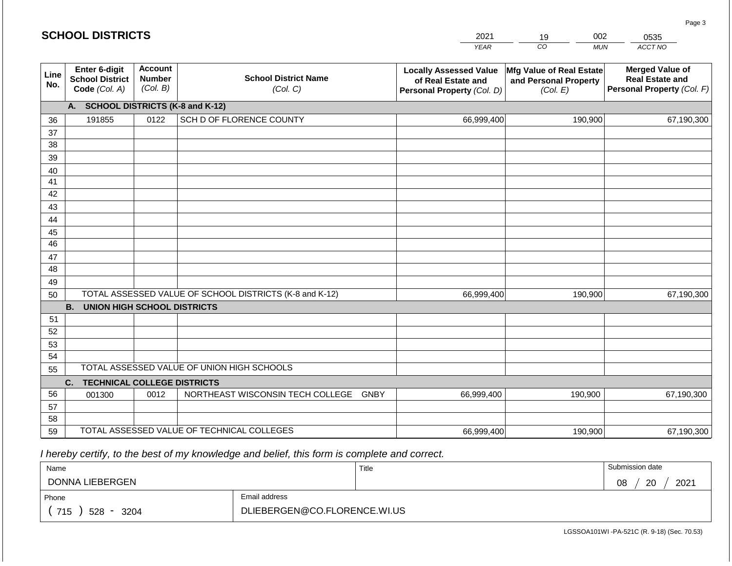## SCHOOL DISTRICTS

| 2021 | 19 | 002 | 0535 |
|---|---|---|---|
| YEAR | CO | MUN | ACCT NO |

| Line No. | Enter 6-digit School District Code (Col. A) | Account Number (Col. B) | School District Name (Col. C) | Locally Assessed Value of Real Estate and Personal Property (Col. D) | Mfg Value of Real Estate and Personal Property (Col. E) | Merged Value of Real Estate and Personal Property (Col. F) |
|---|---|---|---|---|---|---|
| | **A. SCHOOL DISTRICTS (K-8 and K-12)** | | | | | |
| 36 | 191855 | 0122 | SCH D OF FLORENCE COUNTY | 66,999,400 | 190,900 | 67,190,300 |
| 37 | | | | | | |
| 38 | | | | | | |
| 39 | | | | | | |
| 40 | | | | | | |
| 41 | | | | | | |
| 42 | | | | | | |
| 43 | | | | | | |
| 44 | | | | | | |
| 45 | | | | | | |
| 46 | | | | | | |
| 47 | | | | | | |
| 48 | | | | | | |
| 49 | | | | | | |
| 50 | TOTAL ASSESSED VALUE OF SCHOOL DISTRICTS (K-8 and K-12) | | | 66,999,400 | 190,900 | 67,190,300 |
| | **B. UNION HIGH SCHOOL DISTRICTS** | | | | | |
| 51 | | | | | | |
| 52 | | | | | | |
| 53 | | | | | | |
| 54 | | | | | | |
| 55 | TOTAL ASSESSED VALUE OF UNION HIGH SCHOOLS | | | | | |
| | **C. TECHNICAL COLLEGE DISTRICTS** | | | | | |
| 56 | 001300 | 0012 | NORTHEAST WISCONSIN TECH COLLEGE GNBY | 66,999,400 | 190,900 | 67,190,300 |
| 57 | | | | | | |
| 58 | | | | | | |
| 59 | TOTAL ASSESSED VALUE OF TECHNICAL COLLEGES | | | 66,999,400 | 190,900 | 67,190,300 |

*I hereby certify, to the best of my knowledge and belief, this form is complete and correct.*

| Name | Title | Submission date |
|---|---|---|
| DONNA LIEBERGEN | | 08 / 20 / 2021 |
| Phone | Email address | |
| ( 715 ) 528 - 3204 | DLIEBERGEN@CO.FLORENCE.WI.US | |

LGSSOA101WI -PA-521C (R. 9-18) (Sec. 70.53)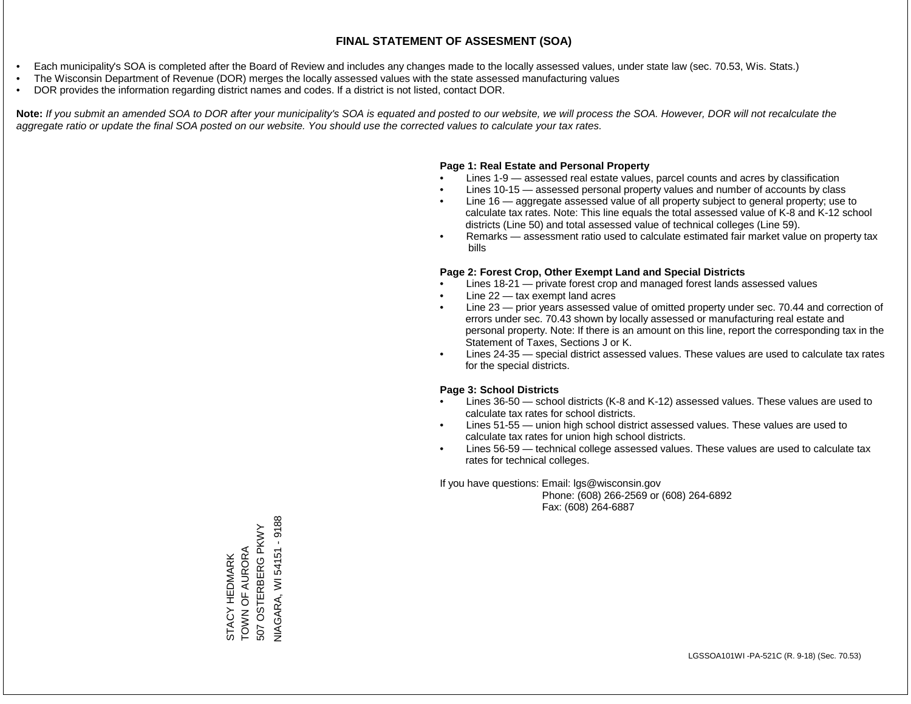# FINAL STATEMENT OF ASSESMENT (SOA)

- Each municipality's SOA is completed after the Board of Review and includes any changes made to the locally assessed values, under state law (sec. 70.53, Wis. Stats.)
- The Wisconsin Department of Revenue (DOR) merges the locally assessed values with the state assessed manufacturing values
- DOR provides the information regarding district names and codes. If a district is not listed, contact DOR.

**Note:** *If you submit an amended SOA to DOR after your municipality's SOA is equated and posted to our website, we will process the SOA. However, DOR will not recalculate the aggregate ratio or update the final SOA posted on our website. You should use the corrected values to calculate your tax rates.*

**Page 1: Real Estate and Personal Property**

- Lines 1-9 — assessed real estate values, parcel counts and acres by classification
- Lines 10-15 — assessed personal property values and number of accounts by class
- Line 16 — aggregate assessed value of all property subject to general property; use to calculate tax rates. Note: This line equals the total assessed value of K-8 and K-12 school districts (Line 50) and total assessed value of technical colleges (Line 59).
- Remarks — assessment ratio used to calculate estimated fair market value on property tax bills

**Page 2: Forest Crop, Other Exempt Land and Special Districts**

- Lines 18-21 — private forest crop and managed forest lands assessed values
- Line 22 — tax exempt land acres
- Line 23 — prior years assessed value of omitted property under sec. 70.44 and correction of errors under sec. 70.43 shown by locally assessed or manufacturing real estate and personal property. Note: If there is an amount on this line, report the corresponding tax in the Statement of Taxes, Sections J or K.
- Lines 24-35 — special district assessed values. These values are used to calculate tax rates for the special districts.

**Page 3: School Districts**

- Lines 36-50 — school districts (K-8 and K-12) assessed values. These values are used to calculate tax rates for school districts.
- Lines 51-55 — union high school district assessed values. These values are used to calculate tax rates for union high school districts.
- Lines 56-59 — technical college assessed values. These values are used to calculate tax rates for technical colleges.

If you have questions: Email: lgs@wisconsin.gov
Phone: (608) 266-2569 or (608) 264-6892
Fax: (608) 264-6887

STACY HEDMARK
TOWN OF AURORA
507 OSTERBERG PKWY
NIAGARA, WI 54151 - 9188

LGSSOA101WI -PA-521C (R. 9-18) (Sec. 70.53)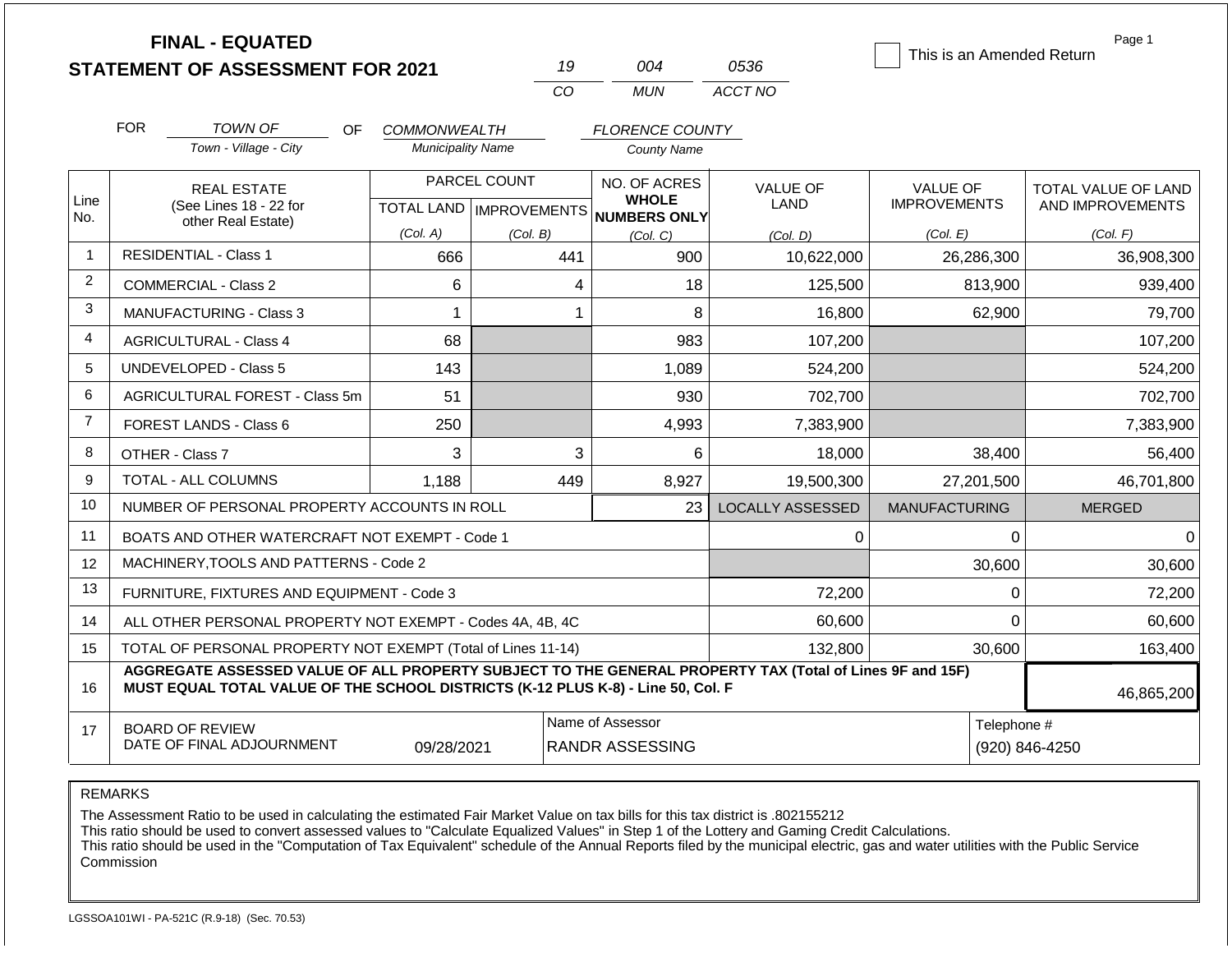**FINAL - EQUATED**
**STATEMENT OF ASSESSMENT FOR 2021**

| 19 | 004 | 0536 |
|---|---|---|
| CO | MUN | ACCT NO |

☐ This is an Amended Return

Page 1

FOR *TOWN OF* (Town - Village - City) OF *COMMONWEALTH* (Municipality Name) *FLORENCE COUNTY* (County Name)

| Line No. | REAL ESTATE (See Lines 18 - 22 for other Real Estate) | PARCEL COUNT TOTAL LAND (Col. A) | PARCEL COUNT IMPROVEMENTS (Col. B) | NO. OF ACRES WHOLE NUMBERS ONLY (Col. C) | VALUE OF LAND (Col. D) | VALUE OF IMPROVEMENTS (Col. E) | TOTAL VALUE OF LAND AND IMPROVEMENTS (Col. F) |
|---|---|---|---|---|---|---|---|
| 1 | RESIDENTIAL - Class 1 | 666 | 441 | 900 | 10,622,000 | 26,286,300 | 36,908,300 |
| 2 | COMMERCIAL - Class 2 | 6 | 4 | 18 | 125,500 | 813,900 | 939,400 |
| 3 | MANUFACTURING - Class 3 | 1 | 1 | 8 | 16,800 | 62,900 | 79,700 |
| 4 | AGRICULTURAL - Class 4 | 68 | | 983 | 107,200 | | 107,200 |
| 5 | UNDEVELOPED - Class 5 | 143 | | 1,089 | 524,200 | | 524,200 |
| 6 | AGRICULTURAL FOREST - Class 5m | 51 | | 930 | 702,700 | | 702,700 |
| 7 | FOREST LANDS - Class 6 | 250 | | 4,993 | 7,383,900 | | 7,383,900 |
| 8 | OTHER - Class 7 | 3 | 3 | 6 | 18,000 | 38,400 | 56,400 |
| 9 | TOTAL - ALL COLUMNS | 1,188 | 449 | 8,927 | 19,500,300 | 27,201,500 | 46,701,800 |
| 10 | NUMBER OF PERSONAL PROPERTY ACCOUNTS IN ROLL | | | 23 | LOCALLY ASSESSED | MANUFACTURING | MERGED |
| 11 | BOATS AND OTHER WATERCRAFT NOT EXEMPT - Code 1 | | | | 0 | 0 | 0 |
| 12 | MACHINERY,TOOLS AND PATTERNS - Code 2 | | | | | 30,600 | 30,600 |
| 13 | FURNITURE, FIXTURES AND EQUIPMENT - Code 3 | | | | 72,200 | 0 | 72,200 |
| 14 | ALL OTHER PERSONAL PROPERTY NOT EXEMPT - Codes 4A, 4B, 4C | | | | 60,600 | 0 | 60,600 |
| 15 | TOTAL OF PERSONAL PROPERTY NOT EXEMPT (Total of Lines 11-14) | | | | 132,800 | 30,600 | 163,400 |
| 16 | **AGGREGATE ASSESSED VALUE OF ALL PROPERTY SUBJECT TO THE GENERAL PROPERTY TAX (Total of Lines 9F and 15F) MUST EQUAL TOTAL VALUE OF THE SCHOOL DISTRICTS (K-12 PLUS K-8) - Line 50, Col. F** | | | | | | 46,865,200 |
| 17 | BOARD OF REVIEW DATE OF FINAL ADJOURNMENT | 09/28/2021 | Name of Assessor | RANDR ASSESSING | | Telephone # | (920) 846-4250 |

REMARKS

The Assessment Ratio to be used in calculating the estimated Fair Market Value on tax bills for this tax district is .802155212
This ratio should be used to convert assessed values to "Calculate Equalized Values" in Step 1 of the Lottery and Gaming Credit Calculations.
This ratio should be used in the "Computation of Tax Equivalent" schedule of the Annual Reports filed by the municipal electric, gas and water utilities with the Public Service Commission

LGSSOA101WI - PA-521C (R.9-18) (Sec. 70.53)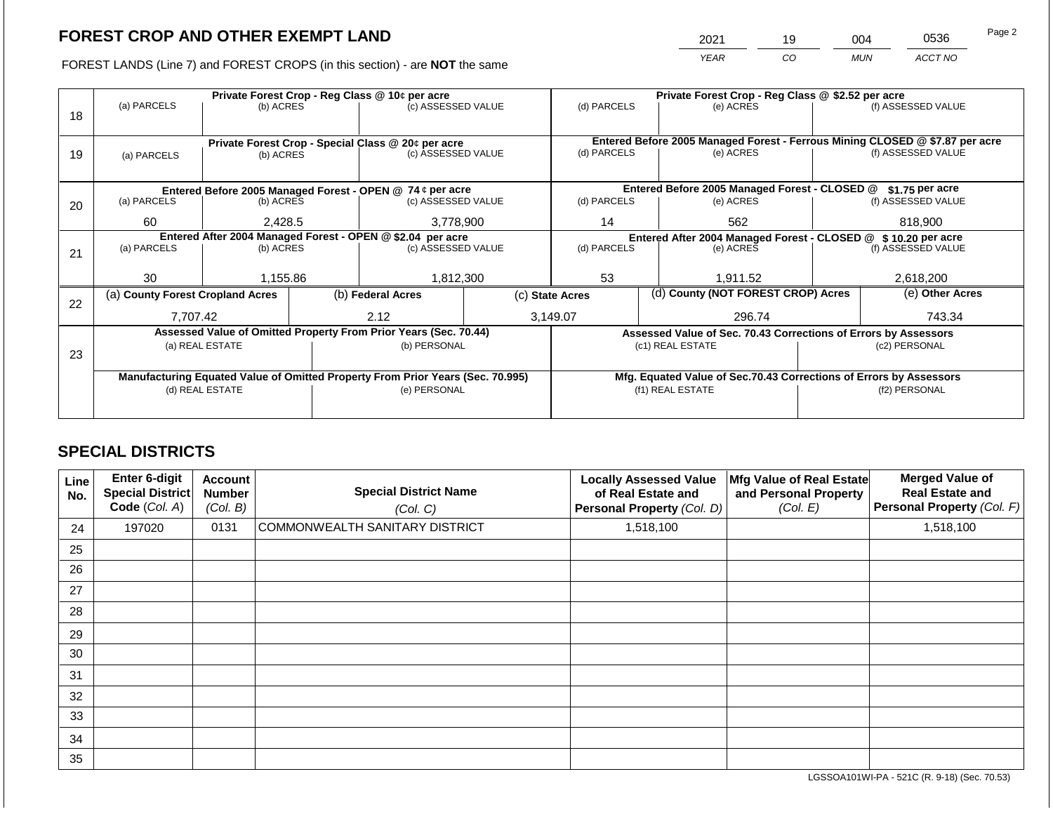## FOREST CROP AND OTHER EXEMPT LAND

| 2021 | 19 | 004 | 0536 |
|---|---|---|---|
| YEAR | CO | MUN | ACCT NO |

FOREST LANDS (Line 7) and FOREST CROPS (in this section) - are **NOT** the same

| Line | (a) PARCELS | (b) ACRES | (c) ASSESSED VALUE | (d) PARCELS | (e) ACRES | (f) ASSESSED VALUE |
|---|---|---|---|---|---|---|
| 18 | Private Forest Crop - Reg Class @ 10¢ per acre | | | Private Forest Crop - Reg Class @ $2.52 per acre | | |
| | | | | | | |
| 19 | Private Forest Crop - Special Class @ 20¢ per acre | | | Entered Before 2005 Managed Forest - Ferrous Mining CLOSED @ $7.87 per acre | | |
| | | | | | | |
| 20 | Entered Before 2005 Managed Forest - OPEN @ 74 ¢ per acre | | | Entered Before 2005 Managed Forest - CLOSED @ $1.75 per acre | | |
| | 60 | 2,428.5 | 3,778,900 | 14 | 562 | 818,900 |
| 21 | Entered After 2004 Managed Forest - OPEN @ $2.04 per acre | | | Entered After 2004 Managed Forest - CLOSED @ $ 10.20 per acre | | |
| | 30 | 1,155.86 | 1,812,300 | 53 | 1,911.52 | 2,618,200 |

| Line | (a) County Forest Cropland Acres | (b) Federal Acres | (c) State Acres | (d) County (NOT FOREST CROP) Acres | (e) Other Acres |
|---|---|---|---|---|---|
| 22 | 7,707.42 | 2.12 | 3,149.07 | 296.74 | 743.34 |

| Line | Assessed Value of Omitted Property From Prior Years (Sec. 70.44) | | Assessed Value of Sec. 70.43 Corrections of Errors by Assessors | |
|---|---|---|---|---|
| 23 | (a) REAL ESTATE | (b) PERSONAL | (c1) REAL ESTATE | (c2) PERSONAL |
| | | | | |
| | **Manufacturing Equated Value of Omitted Property From Prior Years (Sec. 70.995)** | | **Mfg. Equated Value of Sec.70.43 Corrections of Errors by Assessors** | |
| | (d) REAL ESTATE | (e) PERSONAL | (f1) REAL ESTATE | (f2) PERSONAL |
| | | | | |

## SPECIAL DISTRICTS

| Line No. | Enter 6-digit Special District Code (Col. A) | Account Number (Col. B) | Special District Name (Col. C) | Locally Assessed Value of Real Estate and Personal Property (Col. D) | Mfg Value of Real Estate and Personal Property (Col. E) | Merged Value of Real Estate and Personal Property (Col. F) |
|---|---|---|---|---|---|---|
| 24 | 197020 | 0131 | COMMONWEALTH SANITARY DISTRICT | 1,518,100 | | 1,518,100 |
| 25 | | | | | | |
| 26 | | | | | | |
| 27 | | | | | | |
| 28 | | | | | | |
| 29 | | | | | | |
| 30 | | | | | | |
| 31 | | | | | | |
| 32 | | | | | | |
| 33 | | | | | | |
| 34 | | | | | | |
| 35 | | | | | | |

LGSSOA101WI-PA - 521C (R. 9-18) (Sec. 70.53)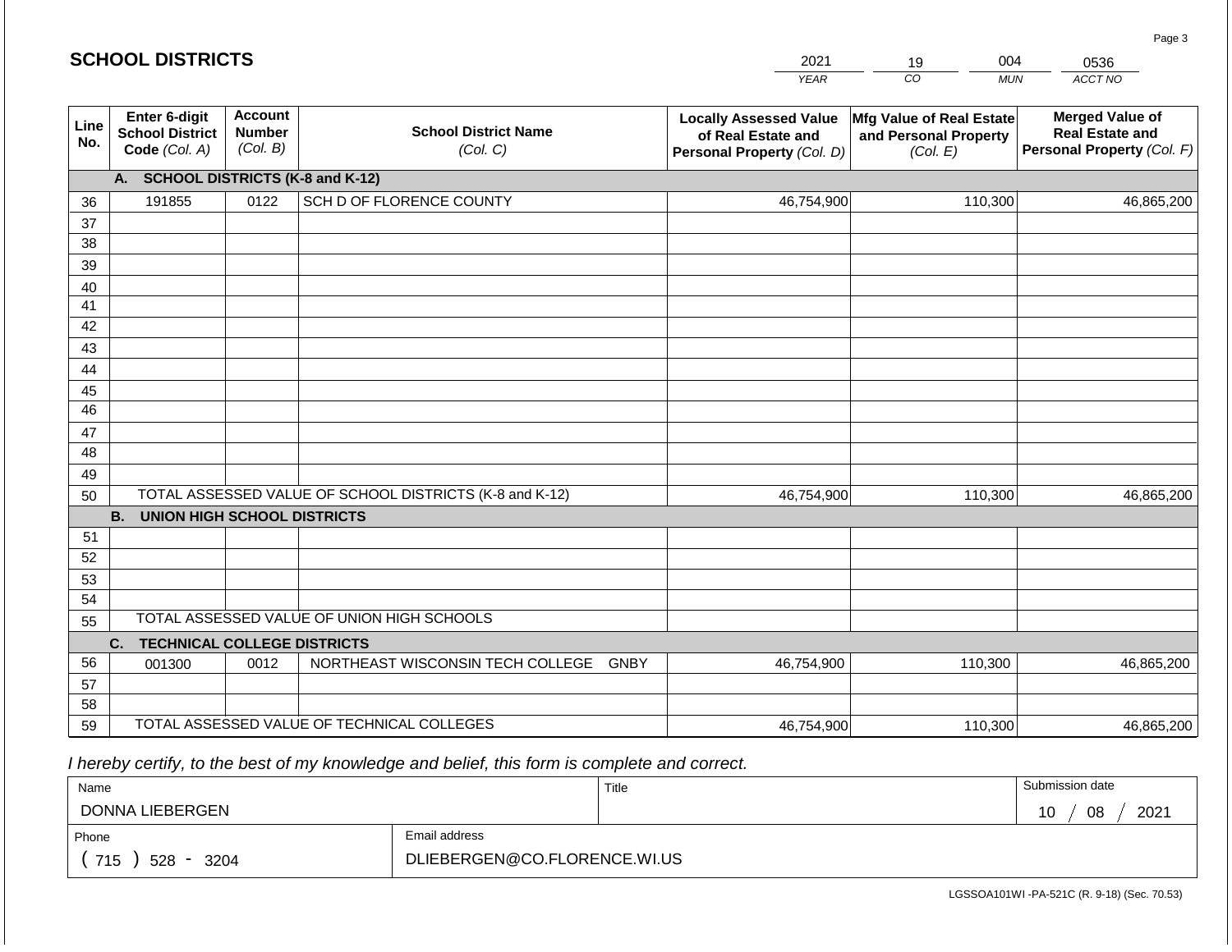## SCHOOL DISTRICTS

| 2021 | 19 | 004 | 0536 |
|---|---|---|---|
| YEAR | CO | MUN | ACCT NO |

| Line No. | Enter 6-digit School District Code (Col. A) | Account Number (Col. B) | School District Name (Col. C) | Locally Assessed Value of Real Estate and Personal Property (Col. D) | Mfg Value of Real Estate and Personal Property (Col. E) | Merged Value of Real Estate and Personal Property (Col. F) |
|---|---|---|---|---|---|---|
| | **A. SCHOOL DISTRICTS (K-8 and K-12)** | | | | | |
| 36 | 191855 | 0122 | SCH D OF FLORENCE COUNTY | 46,754,900 | 110,300 | 46,865,200 |
| 37 | | | | | | |
| 38 | | | | | | |
| 39 | | | | | | |
| 40 | | | | | | |
| 41 | | | | | | |
| 42 | | | | | | |
| 43 | | | | | | |
| 44 | | | | | | |
| 45 | | | | | | |
| 46 | | | | | | |
| 47 | | | | | | |
| 48 | | | | | | |
| 49 | | | | | | |
| 50 | TOTAL ASSESSED VALUE OF SCHOOL DISTRICTS (K-8 and K-12) | | | 46,754,900 | 110,300 | 46,865,200 |
| | **B. UNION HIGH SCHOOL DISTRICTS** | | | | | |
| 51 | | | | | | |
| 52 | | | | | | |
| 53 | | | | | | |
| 54 | | | | | | |
| 55 | TOTAL ASSESSED VALUE OF UNION HIGH SCHOOLS | | | | | |
| | **C. TECHNICAL COLLEGE DISTRICTS** | | | | | |
| 56 | 001300 | 0012 | NORTHEAST WISCONSIN TECH COLLEGE GNBY | 46,754,900 | 110,300 | 46,865,200 |
| 57 | | | | | | |
| 58 | | | | | | |
| 59 | TOTAL ASSESSED VALUE OF TECHNICAL COLLEGES | | | 46,754,900 | 110,300 | 46,865,200 |

*I hereby certify, to the best of my knowledge and belief, this form is complete and correct.*

| Name | | Title | Submission date |
|---|---|---|---|
| DONNA LIEBERGEN | | | 10 / 08 / 2021 |
| Phone | Email address | | |
| ( 715 ) 528 - 3204 | DLIEBERGEN@CO.FLORENCE.WI.US | | |

LGSSOA101WI -PA-521C (R. 9-18) (Sec. 70.53)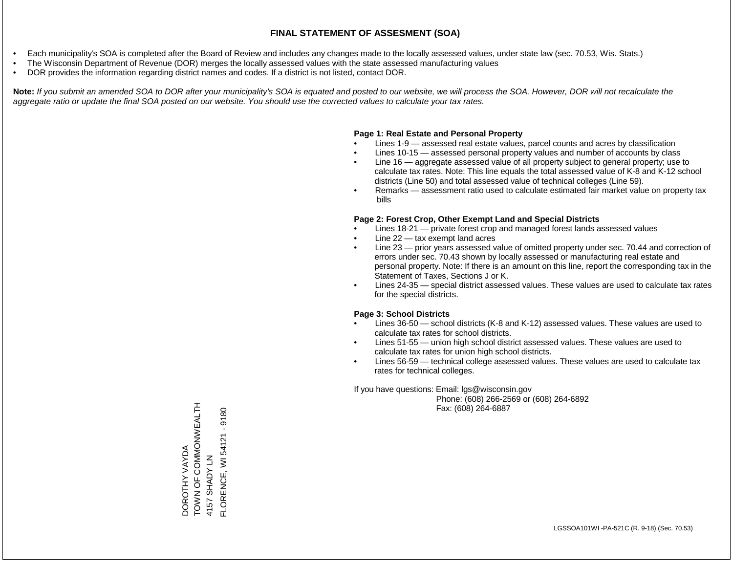# FINAL STATEMENT OF ASSESMENT (SOA)

- Each municipality's SOA is completed after the Board of Review and includes any changes made to the locally assessed values, under state law (sec. 70.53, Wis. Stats.)
- The Wisconsin Department of Revenue (DOR) merges the locally assessed values with the state assessed manufacturing values
- DOR provides the information regarding district names and codes. If a district is not listed, contact DOR.

**Note:** *If you submit an amended SOA to DOR after your municipality's SOA is equated and posted to our website, we will process the SOA. However, DOR will not recalculate the aggregate ratio or update the final SOA posted on our website. You should use the corrected values to calculate your tax rates.*

**Page 1: Real Estate and Personal Property**

- Lines 1-9 — assessed real estate values, parcel counts and acres by classification
- Lines 10-15 — assessed personal property values and number of accounts by class
- Line 16 — aggregate assessed value of all property subject to general property; use to calculate tax rates. Note: This line equals the total assessed value of K-8 and K-12 school districts (Line 50) and total assessed value of technical colleges (Line 59).
- Remarks — assessment ratio used to calculate estimated fair market value on property tax bills

**Page 2: Forest Crop, Other Exempt Land and Special Districts**

- Lines 18-21 — private forest crop and managed forest lands assessed values
- Line 22 — tax exempt land acres
- Line 23 — prior years assessed value of omitted property under sec. 70.44 and correction of errors under sec. 70.43 shown by locally assessed or manufacturing real estate and personal property. Note: If there is an amount on this line, report the corresponding tax in the Statement of Taxes, Sections J or K.
- Lines 24-35 — special district assessed values. These values are used to calculate tax rates for the special districts.

**Page 3: School Districts**

- Lines 36-50 — school districts (K-8 and K-12) assessed values. These values are used to calculate tax rates for school districts.
- Lines 51-55 — union high school district assessed values. These values are used to calculate tax rates for union high school districts.
- Lines 56-59 — technical college assessed values. These values are used to calculate tax rates for technical colleges.

If you have questions: Email: lgs@wisconsin.gov
Phone: (608) 266-2569 or (608) 264-6892
Fax: (608) 264-6887

DOROTHY VAYDA
TOWN OF COMMONWEALTH
4157 SHADY LN
FLORENCE, WI 54121 - 9180

LGSSOA101WI -PA-521C (R. 9-18) (Sec. 70.53)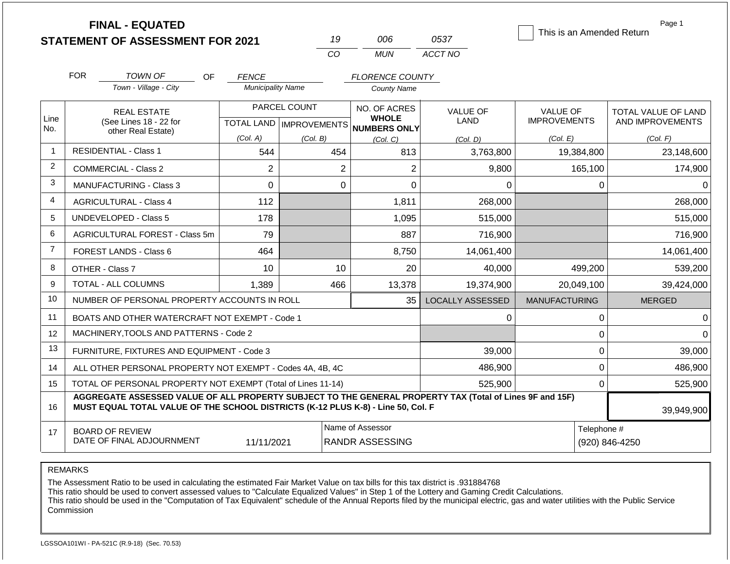# FINAL - EQUATED
# STATEMENT OF ASSESSMENT FOR 2021

| 19 | 006 | 0537 |
|---|---|---|
| CO | MUN | ACCT NO |

This is an Amended Return

Page 1

FOR TOWN OF (Town - Village - City) OF FENCE (Municipality Name) FLORENCE COUNTY (County Name)

| Line No. | REAL ESTATE (See Lines 18 - 22 for other Real Estate) | PARCEL COUNT | | NO. OF ACRES WHOLE NUMBERS ONLY | VALUE OF LAND | VALUE OF IMPROVEMENTS | TOTAL VALUE OF LAND AND IMPROVEMENTS |
|---|---|---|---|---|---|---|---|
| | | TOTAL LAND (Col. A) | IMPROVEMENTS (Col. B) | (Col. C) | (Col. D) | (Col. E) | (Col. F) |
| 1 | RESIDENTIAL - Class 1 | 544 | 454 | 813 | 3,763,800 | 19,384,800 | 23,148,600 |
| 2 | COMMERCIAL - Class 2 | 2 | 2 | 2 | 9,800 | 165,100 | 174,900 |
| 3 | MANUFACTURING - Class 3 | 0 | 0 | 0 | 0 | 0 | 0 |
| 4 | AGRICULTURAL - Class 4 | 112 | | 1,811 | 268,000 | | 268,000 |
| 5 | UNDEVELOPED - Class 5 | 178 | | 1,095 | 515,000 | | 515,000 |
| 6 | AGRICULTURAL FOREST - Class 5m | 79 | | 887 | 716,900 | | 716,900 |
| 7 | FOREST LANDS - Class 6 | 464 | | 8,750 | 14,061,400 | | 14,061,400 |
| 8 | OTHER - Class 7 | 10 | 10 | 20 | 40,000 | 499,200 | 539,200 |
| 9 | TOTAL - ALL COLUMNS | 1,389 | 466 | 13,378 | 19,374,900 | 20,049,100 | 39,424,000 |
| 10 | NUMBER OF PERSONAL PROPERTY ACCOUNTS IN ROLL | | | 35 | LOCALLY ASSESSED | MANUFACTURING | MERGED |
| 11 | BOATS AND OTHER WATERCRAFT NOT EXEMPT - Code 1 | | | | 0 | 0 | 0 |
| 12 | MACHINERY,TOOLS AND PATTERNS - Code 2 | | | | | 0 | 0 |
| 13 | FURNITURE, FIXTURES AND EQUIPMENT - Code 3 | | | | 39,000 | 0 | 39,000 |
| 14 | ALL OTHER PERSONAL PROPERTY NOT EXEMPT - Codes 4A, 4B, 4C | | | | 486,900 | 0 | 486,900 |
| 15 | TOTAL OF PERSONAL PROPERTY NOT EXEMPT (Total of Lines 11-14) | | | | 525,900 | 0 | 525,900 |
| 16 | AGGREGATE ASSESSED VALUE OF ALL PROPERTY SUBJECT TO THE GENERAL PROPERTY TAX (Total of Lines 9F and 15F) MUST EQUAL TOTAL VALUE OF THE SCHOOL DISTRICTS (K-12 PLUS K-8) - Line 50, Col. F | | | | | | 39,949,900 |
| 17 | BOARD OF REVIEW DATE OF FINAL ADJOURNMENT | 11/11/2021 | | Name of Assessor: RANDR ASSESSING | | | Telephone #: (920) 846-4250 |

REMARKS

The Assessment Ratio to be used in calculating the estimated Fair Market Value on tax bills for this tax district is .931884768
This ratio should be used to convert assessed values to "Calculate Equalized Values" in Step 1 of the Lottery and Gaming Credit Calculations.
This ratio should be used in the "Computation of Tax Equivalent" schedule of the Annual Reports filed by the municipal electric, gas and water utilities with the Public Service Commission

LGSSOA101WI - PA-521C (R.9-18) (Sec. 70.53)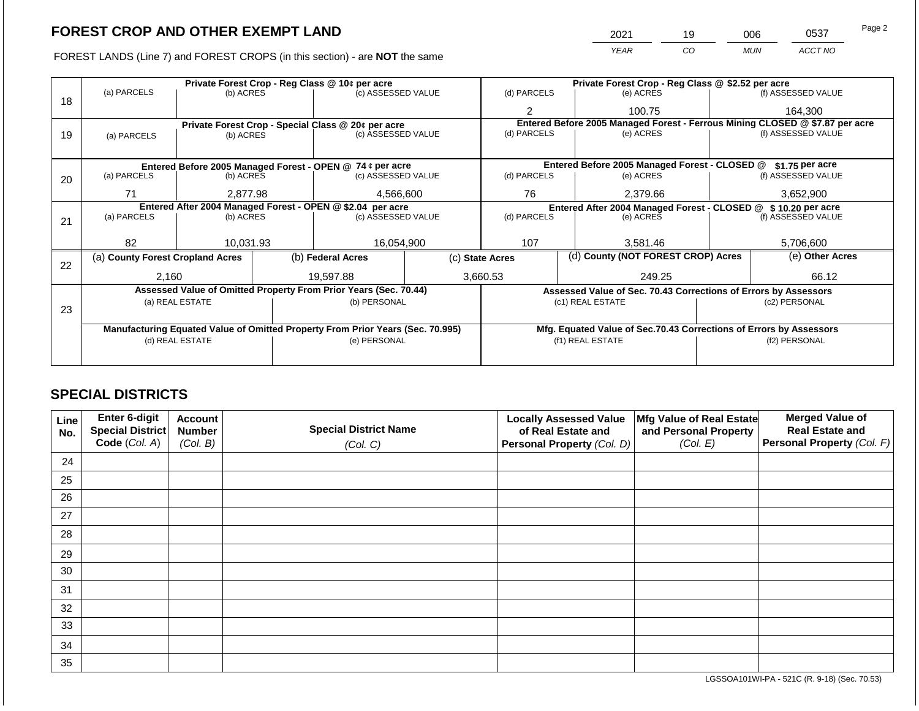# FOREST CROP AND OTHER EXEMPT LAND

| 2021 | 19 | 006 | 0537 |
|---|---|---|---|
| YEAR | CO | MUN | ACCT NO |

FOREST LANDS (Line 7) and FOREST CROPS (in this section) - are **NOT** the same

| Line | Private Forest Crop - Reg Class @ 10¢ per acre | | | Private Forest Crop - Reg Class @ $2.52 per acre | | |
|---|---|---|---|---|---|---|
| | (a) PARCELS | (b) ACRES | (c) ASSESSED VALUE | (d) PARCELS | (e) ACRES | (f) ASSESSED VALUE |
| 18 | | | | 2 | 100.75 | 164,300 |
| | **Private Forest Crop - Special Class @ 20¢ per acre** | | | **Entered Before 2005 Managed Forest - Ferrous Mining CLOSED @ $7.87 per acre** | | |
| | (a) PARCELS | (b) ACRES | (c) ASSESSED VALUE | (d) PARCELS | (e) ACRES | (f) ASSESSED VALUE |
| 19 | | | | | | |
| | **Entered Before 2005 Managed Forest - OPEN @ 74 ¢ per acre** | | | **Entered Before 2005 Managed Forest - CLOSED @ $1.75 per acre** | | |
| | (a) PARCELS | (b) ACRES | (c) ASSESSED VALUE | (d) PARCELS | (e) ACRES | (f) ASSESSED VALUE |
| 20 | 71 | 2,877.98 | 4,566,600 | 76 | 2,379.66 | 3,652,900 |
| | **Entered After 2004 Managed Forest - OPEN @ $2.04 per acre** | | | **Entered After 2004 Managed Forest - CLOSED @ $ 10.20 per acre** | | |
| | (a) PARCELS | (b) ACRES | (c) ASSESSED VALUE | (d) PARCELS | (e) ACRES | (f) ASSESSED VALUE |
| 21 | 82 | 10,031.93 | 16,054,900 | 107 | 3,581.46 | 5,706,600 |

| Line | (a) County Forest Cropland Acres | (b) Federal Acres | (c) State Acres | (d) County (NOT FOREST CROP) Acres | (e) Other Acres |
|---|---|---|---|---|---|
| 22 | 2,160 | 19,597.88 | 3,660.53 | 249.25 | 66.12 |

| Line | Assessed Value of Omitted Property From Prior Years (Sec. 70.44) | | Assessed Value of Sec. 70.43 Corrections of Errors by Assessors | |
|---|---|---|---|---|
| | (a) REAL ESTATE | (b) PERSONAL | (c1) REAL ESTATE | (c2) PERSONAL |
| 23 | | | | |
| | **Manufacturing Equated Value of Omitted Property From Prior Years (Sec. 70.995)** | | **Mfg. Equated Value of Sec.70.43 Corrections of Errors by Assessors** | |
| | (d) REAL ESTATE | (e) PERSONAL | (f1) REAL ESTATE | (f2) PERSONAL |
| | | | | |

## SPECIAL DISTRICTS

| Line No. | Enter 6-digit Special District Code (Col. A) | Account Number (Col. B) | Special District Name (Col. C) | Locally Assessed Value of Real Estate and Personal Property (Col. D) | Mfg Value of Real Estate and Personal Property (Col. E) | Merged Value of Real Estate and Personal Property (Col. F) |
|---|---|---|---|---|---|---|
| 24 | | | | | | |
| 25 | | | | | | |
| 26 | | | | | | |
| 27 | | | | | | |
| 28 | | | | | | |
| 29 | | | | | | |
| 30 | | | | | | |
| 31 | | | | | | |
| 32 | | | | | | |
| 33 | | | | | | |
| 34 | | | | | | |
| 35 | | | | | | |

LGSSOA101WI-PA - 521C (R. 9-18) (Sec. 70.53)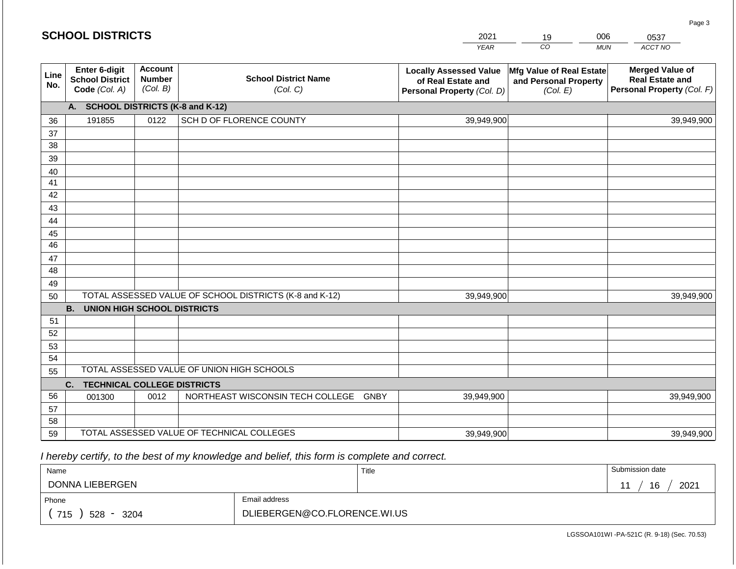## SCHOOL DISTRICTS

| YEAR | CO | MUN | ACCT NO |
|---|---|---|---|
| 2021 | 19 | 006 | 0537 |

| Line No. | Enter 6-digit School District Code (Col. A) | Account Number (Col. B) | School District Name (Col. C) | Locally Assessed Value of Real Estate and Personal Property (Col. D) | Mfg Value of Real Estate and Personal Property (Col. E) | Merged Value of Real Estate and Personal Property (Col. F) |
|---|---|---|---|---|---|---|
| | **A. SCHOOL DISTRICTS (K-8 and K-12)** | | | | | |
| 36 | 191855 | 0122 | SCH D OF FLORENCE COUNTY | 39,949,900 | | 39,949,900 |
| 37 | | | | | | |
| 38 | | | | | | |
| 39 | | | | | | |
| 40 | | | | | | |
| 41 | | | | | | |
| 42 | | | | | | |
| 43 | | | | | | |
| 44 | | | | | | |
| 45 | | | | | | |
| 46 | | | | | | |
| 47 | | | | | | |
| 48 | | | | | | |
| 49 | | | | | | |
| 50 | TOTAL ASSESSED VALUE OF SCHOOL DISTRICTS (K-8 and K-12) | | | 39,949,900 | | 39,949,900 |
| | **B. UNION HIGH SCHOOL DISTRICTS** | | | | | |
| 51 | | | | | | |
| 52 | | | | | | |
| 53 | | | | | | |
| 54 | | | | | | |
| 55 | TOTAL ASSESSED VALUE OF UNION HIGH SCHOOLS | | | | | |
| | **C. TECHNICAL COLLEGE DISTRICTS** | | | | | |
| 56 | 001300 | 0012 | NORTHEAST WISCONSIN TECH COLLEGE GNBY | 39,949,900 | | 39,949,900 |
| 57 | | | | | | |
| 58 | | | | | | |
| 59 | TOTAL ASSESSED VALUE OF TECHNICAL COLLEGES | | | 39,949,900 | | 39,949,900 |

*I hereby certify, to the best of my knowledge and belief, this form is complete and correct.*

| Name | Title | Submission date |
|---|---|---|
| DONNA LIEBERGEN | | 11 / 16 / 2021 |

| Phone | Email address |
|---|---|
| ( 715 ) 528 - 3204 | DLIEBERGEN@CO.FLORENCE.WI.US |

LGSSOA101WI -PA-521C (R. 9-18) (Sec. 70.53)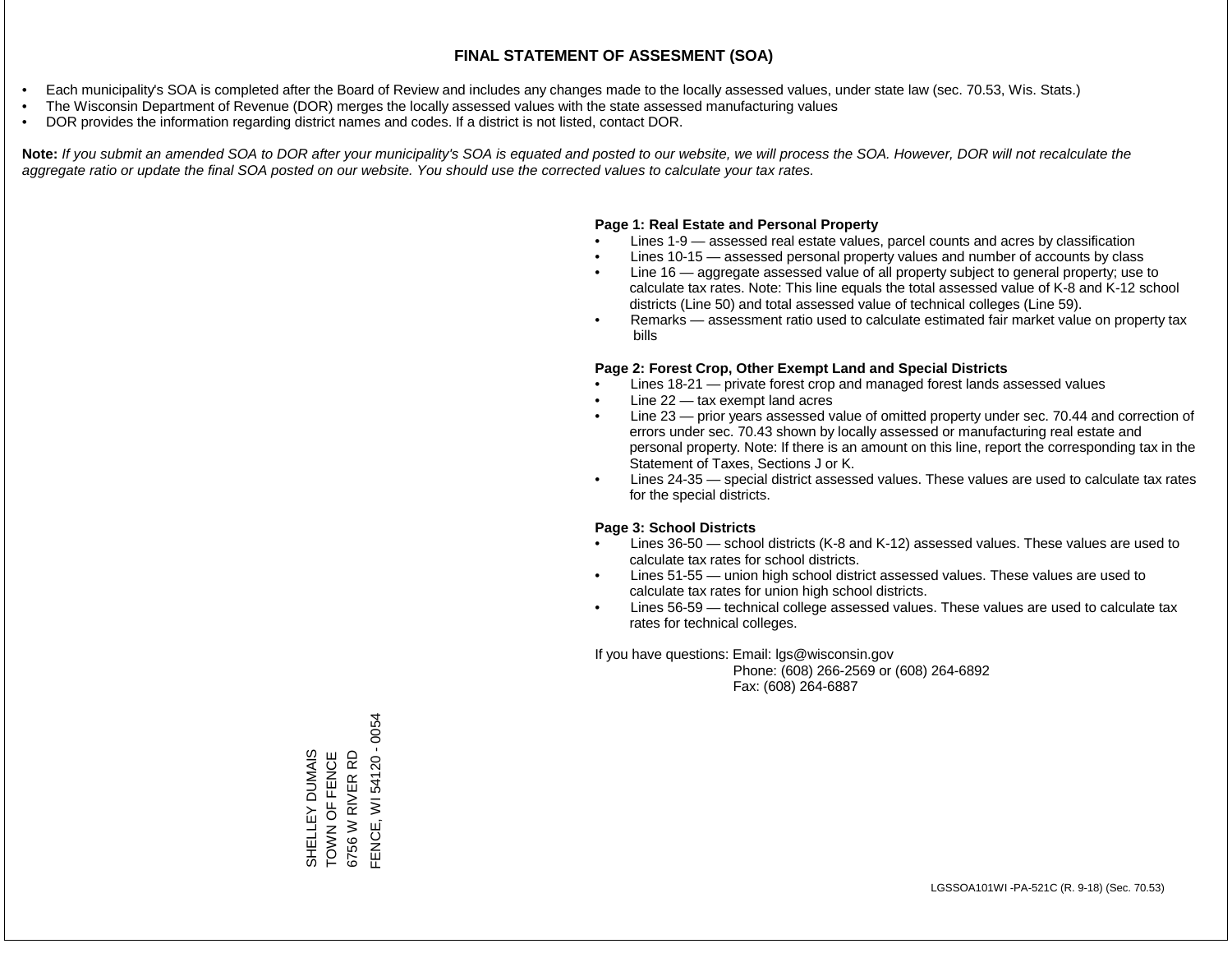## FINAL STATEMENT OF ASSESMENT (SOA)

- Each municipality's SOA is completed after the Board of Review and includes any changes made to the locally assessed values, under state law (sec. 70.53, Wis. Stats.)
- The Wisconsin Department of Revenue (DOR) merges the locally assessed values with the state assessed manufacturing values
- DOR provides the information regarding district names and codes. If a district is not listed, contact DOR.

**Note:** *If you submit an amended SOA to DOR after your municipality's SOA is equated and posted to our website, we will process the SOA. However, DOR will not recalculate the aggregate ratio or update the final SOA posted on our website. You should use the corrected values to calculate your tax rates.*

**Page 1: Real Estate and Personal Property**

- Lines 1-9 — assessed real estate values, parcel counts and acres by classification
- Lines 10-15 — assessed personal property values and number of accounts by class
- Line 16 — aggregate assessed value of all property subject to general property; use to calculate tax rates. Note: This line equals the total assessed value of K-8 and K-12 school districts (Line 50) and total assessed value of technical colleges (Line 59).
- Remarks — assessment ratio used to calculate estimated fair market value on property tax bills

**Page 2: Forest Crop, Other Exempt Land and Special Districts**

- Lines 18-21 — private forest crop and managed forest lands assessed values
- Line 22 — tax exempt land acres
- Line 23 — prior years assessed value of omitted property under sec. 70.44 and correction of errors under sec. 70.43 shown by locally assessed or manufacturing real estate and personal property. Note: If there is an amount on this line, report the corresponding tax in the Statement of Taxes, Sections J or K.
- Lines 24-35 — special district assessed values. These values are used to calculate tax rates for the special districts.

**Page 3: School Districts**

- Lines 36-50 — school districts (K-8 and K-12) assessed values. These values are used to calculate tax rates for school districts.
- Lines 51-55 — union high school district assessed values. These values are used to calculate tax rates for union high school districts.
- Lines 56-59 — technical college assessed values. These values are used to calculate tax rates for technical colleges.

If you have questions: Email: lgs@wisconsin.gov
Phone: (608) 266-2569 or (608) 264-6892
Fax: (608) 264-6887

SHELLEY DUMAIS
TOWN OF FENCE
6756 W RIVER RD
FENCE, WI 54120 - 0054

LGSSOA101WI -PA-521C (R. 9-18) (Sec. 70.53)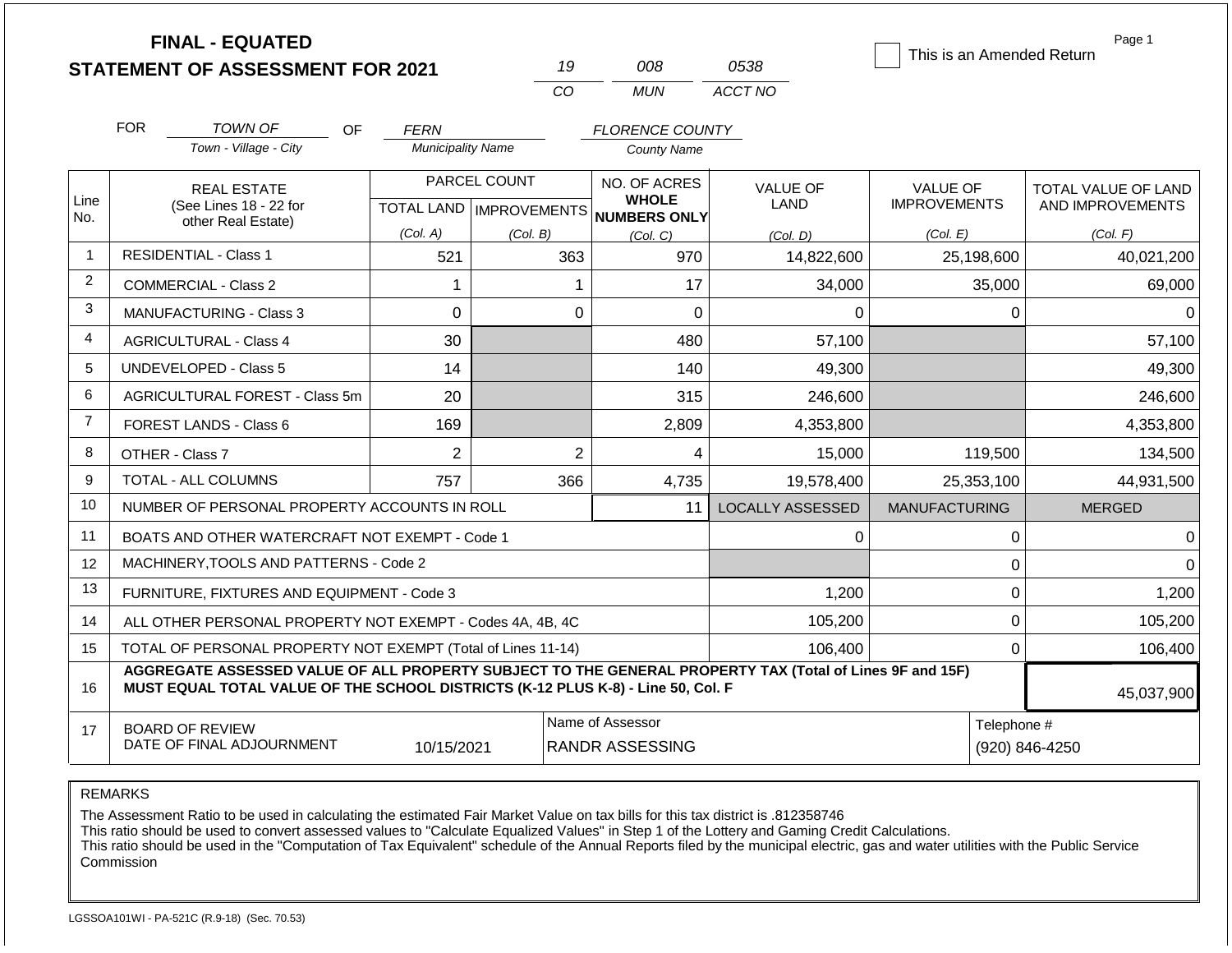# FINAL - EQUATED
# STATEMENT OF ASSESSMENT FOR 2021

| 19 | 008 | 0538 |
|---|---|---|
| CO | MUN | ACCT NO |

☐ This is an Amended Return

Page 1

FOR *TOWN OF* (Town - Village - City) OF *FERN* (Municipality Name) *FLORENCE COUNTY* (County Name)

| Line No. | REAL ESTATE (See Lines 18 - 22 for other Real Estate) | PARCEL COUNT TOTAL LAND (Col. A) | PARCEL COUNT IMPROVEMENTS (Col. B) | NO. OF ACRES WHOLE NUMBERS ONLY (Col. C) | VALUE OF LAND (Col. D) | VALUE OF IMPROVEMENTS (Col. E) | TOTAL VALUE OF LAND AND IMPROVEMENTS (Col. F) |
|---|---|---|---|---|---|---|---|
| 1 | RESIDENTIAL - Class 1 | 521 | 363 | 970 | 14,822,600 | 25,198,600 | 40,021,200 |
| 2 | COMMERCIAL - Class 2 | 1 | 1 | 17 | 34,000 | 35,000 | 69,000 |
| 3 | MANUFACTURING - Class 3 | 0 | 0 | 0 | 0 | 0 | 0 |
| 4 | AGRICULTURAL - Class 4 | 30 | | 480 | 57,100 | | 57,100 |
| 5 | UNDEVELOPED - Class 5 | 14 | | 140 | 49,300 | | 49,300 |
| 6 | AGRICULTURAL FOREST - Class 5m | 20 | | 315 | 246,600 | | 246,600 |
| 7 | FOREST LANDS - Class 6 | 169 | | 2,809 | 4,353,800 | | 4,353,800 |
| 8 | OTHER - Class 7 | 2 | 2 | 4 | 15,000 | 119,500 | 134,500 |
| 9 | TOTAL - ALL COLUMNS | 757 | 366 | 4,735 | 19,578,400 | 25,353,100 | 44,931,500 |
| 10 | NUMBER OF PERSONAL PROPERTY ACCOUNTS IN ROLL | | | 11 | LOCALLY ASSESSED | MANUFACTURING | MERGED |
| 11 | BOATS AND OTHER WATERCRAFT NOT EXEMPT - Code 1 | | | | 0 | 0 | 0 |
| 12 | MACHINERY,TOOLS AND PATTERNS - Code 2 | | | | | 0 | 0 |
| 13 | FURNITURE, FIXTURES AND EQUIPMENT - Code 3 | | | | 1,200 | 0 | 1,200 |
| 14 | ALL OTHER PERSONAL PROPERTY NOT EXEMPT - Codes 4A, 4B, 4C | | | | 105,200 | 0 | 105,200 |
| 15 | TOTAL OF PERSONAL PROPERTY NOT EXEMPT (Total of Lines 11-14) | | | | 106,400 | 0 | 106,400 |
| 16 | **AGGREGATE ASSESSED VALUE OF ALL PROPERTY SUBJECT TO THE GENERAL PROPERTY TAX (Total of Lines 9F and 15F) MUST EQUAL TOTAL VALUE OF THE SCHOOL DISTRICTS (K-12 PLUS K-8) - Line 50, Col. F** | | | | | | 45,037,900 |
| 17 | BOARD OF REVIEW DATE OF FINAL ADJOURNMENT | 10/15/2021 | Name of Assessor: RANDR ASSESSING | | | Telephone #: (920) 846-4250 | |

REMARKS

The Assessment Ratio to be used in calculating the estimated Fair Market Value on tax bills for this tax district is .812358746
This ratio should be used to convert assessed values to "Calculate Equalized Values" in Step 1 of the Lottery and Gaming Credit Calculations.
This ratio should be used in the "Computation of Tax Equivalent" schedule of the Annual Reports filed by the municipal electric, gas and water utilities with the Public Service Commission

LGSSOA101WI - PA-521C (R.9-18) (Sec. 70.53)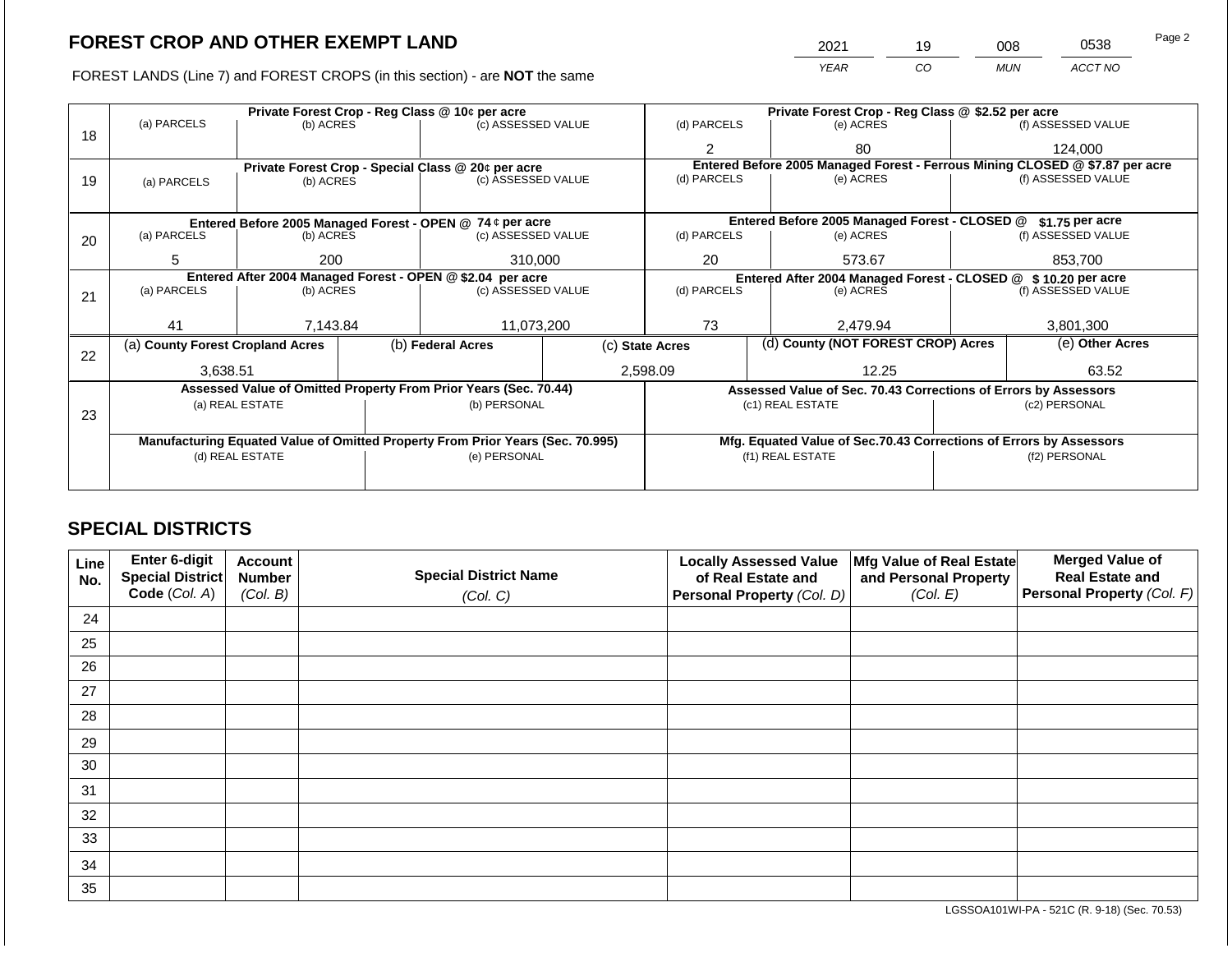## FOREST CROP AND OTHER EXEMPT LAND

FOREST LANDS (Line 7) and FOREST CROPS (in this section) - are **NOT** the same

| YEAR | CO | MUN | ACCT NO |
|---|---|---|---|
| 2021 | 19 | 008 | 0538 |

| | Private Forest Crop - Reg Class @ 10¢ per acre | | | Private Forest Crop - Reg Class @ $2.52 per acre | | |
|---|---|---|---|---|---|---|
| 18 | (a) PARCELS | (b) ACRES | (c) ASSESSED VALUE | (d) PARCELS | (e) ACRES | (f) ASSESSED VALUE |
| | | | | 2 | 80 | 124,000 |
| | **Private Forest Crop - Special Class @ 20¢ per acre** | | | **Entered Before 2005 Managed Forest - Ferrous Mining CLOSED @ $7.87 per acre** | | |
| 19 | (a) PARCELS | (b) ACRES | (c) ASSESSED VALUE | (d) PARCELS | (e) ACRES | (f) ASSESSED VALUE |
| | | | | | | |
| | **Entered Before 2005 Managed Forest - OPEN @ 74 ¢ per acre** | | | **Entered Before 2005 Managed Forest - CLOSED @ $1.75 per acre** | | |
| 20 | (a) PARCELS | (b) ACRES | (c) ASSESSED VALUE | (d) PARCELS | (e) ACRES | (f) ASSESSED VALUE |
| | 5 | 200 | 310,000 | 20 | 573.67 | 853,700 |
| | **Entered After 2004 Managed Forest - OPEN @ $2.04 per acre** | | | **Entered After 2004 Managed Forest - CLOSED @ $ 10.20 per acre** | | |
| 21 | (a) PARCELS | (b) ACRES | (c) ASSESSED VALUE | (d) PARCELS | (e) ACRES | (f) ASSESSED VALUE |
| | 41 | 7,143.84 | 11,073,200 | 73 | 2,479.94 | 3,801,300 |

| 22 | (a) County Forest Cropland Acres | (b) Federal Acres | (c) State Acres | (d) County (NOT FOREST CROP) Acres | (e) Other Acres |
|---|---|---|---|---|---|
| | 3,638.51 | | 2,598.09 | 12.25 | 63.52 |

| 23 | Assessed Value of Omitted Property From Prior Years (Sec. 70.44) | | Assessed Value of Sec. 70.43 Corrections of Errors by Assessors | |
|---|---|---|---|---|
| | (a) REAL ESTATE | (b) PERSONAL | (c1) REAL ESTATE | (c2) PERSONAL |
| | | | | |
| | **Manufacturing Equated Value of Omitted Property From Prior Years (Sec. 70.995)** | | **Mfg. Equated Value of Sec.70.43 Corrections of Errors by Assessors** | |
| | (d) REAL ESTATE | (e) PERSONAL | (f1) REAL ESTATE | (f2) PERSONAL |
| | | | | |

## SPECIAL DISTRICTS

| Line No. | Enter 6-digit Special District Code (Col. A) | Account Number (Col. B) | Special District Name (Col. C) | Locally Assessed Value of Real Estate and Personal Property (Col. D) | Mfg Value of Real Estate and Personal Property (Col. E) | Merged Value of Real Estate and Personal Property (Col. F) |
|---|---|---|---|---|---|---|
| 24 | | | | | | |
| 25 | | | | | | |
| 26 | | | | | | |
| 27 | | | | | | |
| 28 | | | | | | |
| 29 | | | | | | |
| 30 | | | | | | |
| 31 | | | | | | |
| 32 | | | | | | |
| 33 | | | | | | |
| 34 | | | | | | |
| 35 | | | | | | |

LGSSOA101WI-PA - 521C (R. 9-18) (Sec. 70.53)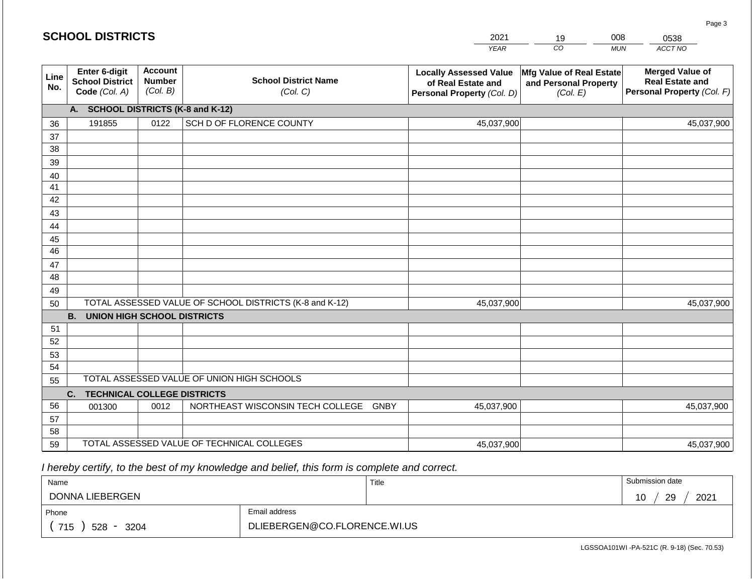## SCHOOL DISTRICTS

| 2021 | 19 | 008 | 0538 |
|---|---|---|---|
| YEAR | CO | MUN | ACCT NO |

| Line No. | Enter 6-digit School District Code (Col. A) | Account Number (Col. B) | School District Name (Col. C) | Locally Assessed Value of Real Estate and Personal Property (Col. D) | Mfg Value of Real Estate and Personal Property (Col. E) | Merged Value of Real Estate and Personal Property (Col. F) |
|---|---|---|---|---|---|---|
| | **A. SCHOOL DISTRICTS (K-8 and K-12)** | | | | | |
| 36 | 191855 | 0122 | SCH D OF FLORENCE COUNTY | 45,037,900 | | 45,037,900 |
| 37 | | | | | | |
| 38 | | | | | | |
| 39 | | | | | | |
| 40 | | | | | | |
| 41 | | | | | | |
| 42 | | | | | | |
| 43 | | | | | | |
| 44 | | | | | | |
| 45 | | | | | | |
| 46 | | | | | | |
| 47 | | | | | | |
| 48 | | | | | | |
| 49 | | | | | | |
| 50 | TOTAL ASSESSED VALUE OF SCHOOL DISTRICTS (K-8 and K-12) | | | 45,037,900 | | 45,037,900 |
| | **B. UNION HIGH SCHOOL DISTRICTS** | | | | | |
| 51 | | | | | | |
| 52 | | | | | | |
| 53 | | | | | | |
| 54 | | | | | | |
| 55 | TOTAL ASSESSED VALUE OF UNION HIGH SCHOOLS | | | | | |
| | **C. TECHNICAL COLLEGE DISTRICTS** | | | | | |
| 56 | 001300 | 0012 | NORTHEAST WISCONSIN TECH COLLEGE GNBY | 45,037,900 | | 45,037,900 |
| 57 | | | | | | |
| 58 | | | | | | |
| 59 | TOTAL ASSESSED VALUE OF TECHNICAL COLLEGES | | | 45,037,900 | | 45,037,900 |

*I hereby certify, to the best of my knowledge and belief, this form is complete and correct.*

| Name | Title | Submission date |
|---|---|---|
| DONNA LIEBERGEN | | 10 / 29 / 2021 |

| Phone | Email address |
|---|---|
| ( 715 ) 528 - 3204 | DLIEBERGEN@CO.FLORENCE.WI.US |

LGSSOA101WI -PA-521C (R. 9-18) (Sec. 70.53)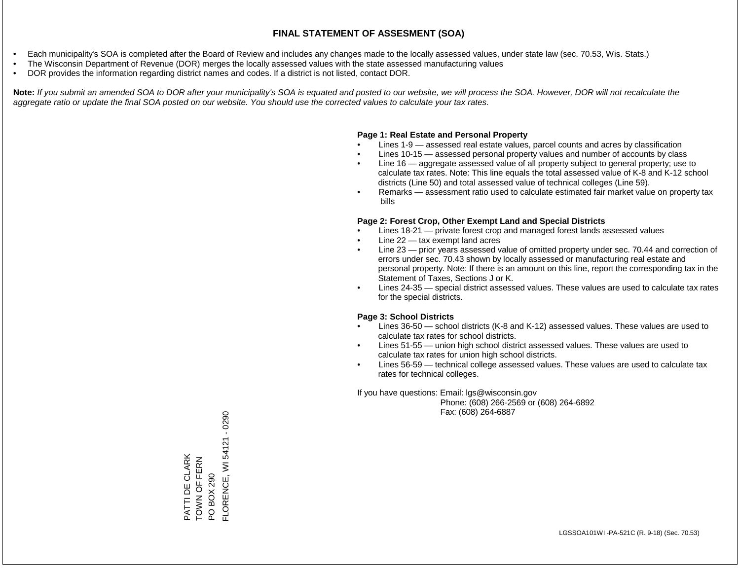# FINAL STATEMENT OF ASSESMENT (SOA)

- Each municipality's SOA is completed after the Board of Review and includes any changes made to the locally assessed values, under state law (sec. 70.53, Wis. Stats.)
- The Wisconsin Department of Revenue (DOR) merges the locally assessed values with the state assessed manufacturing values
- DOR provides the information regarding district names and codes. If a district is not listed, contact DOR.

**Note:** *If you submit an amended SOA to DOR after your municipality's SOA is equated and posted to our website, we will process the SOA. However, DOR will not recalculate the aggregate ratio or update the final SOA posted on our website. You should use the corrected values to calculate your tax rates.*

**Page 1: Real Estate and Personal Property**

- Lines 1-9 — assessed real estate values, parcel counts and acres by classification
- Lines 10-15 — assessed personal property values and number of accounts by class
- Line 16 — aggregate assessed value of all property subject to general property; use to calculate tax rates. Note: This line equals the total assessed value of K-8 and K-12 school districts (Line 50) and total assessed value of technical colleges (Line 59).
- Remarks — assessment ratio used to calculate estimated fair market value on property tax bills

**Page 2: Forest Crop, Other Exempt Land and Special Districts**

- Lines 18-21 — private forest crop and managed forest lands assessed values
- Line 22 — tax exempt land acres
- Line 23 — prior years assessed value of omitted property under sec. 70.44 and correction of errors under sec. 70.43 shown by locally assessed or manufacturing real estate and personal property. Note: If there is an amount on this line, report the corresponding tax in the Statement of Taxes, Sections J or K.
- Lines 24-35 — special district assessed values. These values are used to calculate tax rates for the special districts.

**Page 3: School Districts**

- Lines 36-50 — school districts (K-8 and K-12) assessed values. These values are used to calculate tax rates for school districts.
- Lines 51-55 — union high school district assessed values. These values are used to calculate tax rates for union high school districts.
- Lines 56-59 — technical college assessed values. These values are used to calculate tax rates for technical colleges.

If you have questions: Email: lgs@wisconsin.gov
Phone: (608) 266-2569 or (608) 264-6892
Fax: (608) 264-6887

PATTI DE CLARK
TOWN OF FERN
PO BOX 290
FLORENCE, WI 54121 - 0290

LGSSOA101WI -PA-521C (R. 9-18) (Sec. 70.53)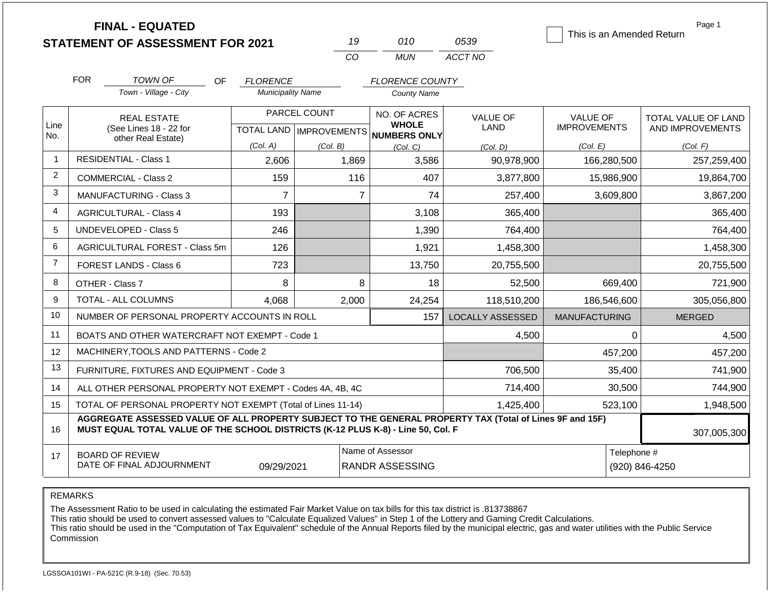**FINAL - EQUATED**
**STATEMENT OF ASSESSMENT FOR 2021**

| 19 | 010 | 0539 |
|---|---|---|
| CO | MUN | ACCT NO |

☐ This is an Amended Return

Page 1

FOR TOWN OF (Town - Village - City) OF FLORENCE (Municipality Name) FLORENCE COUNTY (County Name)

| Line No. | REAL ESTATE (See Lines 18 - 22 for other Real Estate) | PARCEL COUNT TOTAL LAND (Col. A) | PARCEL COUNT IMPROVEMENTS (Col. B) | NO. OF ACRES WHOLE NUMBERS ONLY (Col. C) | VALUE OF LAND (Col. D) | VALUE OF IMPROVEMENTS (Col. E) | TOTAL VALUE OF LAND AND IMPROVEMENTS (Col. F) |
|---|---|---|---|---|---|---|---|
| 1 | RESIDENTIAL - Class 1 | 2,606 | 1,869 | 3,586 | 90,978,900 | 166,280,500 | 257,259,400 |
| 2 | COMMERCIAL - Class 2 | 159 | 116 | 407 | 3,877,800 | 15,986,900 | 19,864,700 |
| 3 | MANUFACTURING - Class 3 | 7 | 7 | 74 | 257,400 | 3,609,800 | 3,867,200 |
| 4 | AGRICULTURAL - Class 4 | 193 | | 3,108 | 365,400 | | 365,400 |
| 5 | UNDEVELOPED - Class 5 | 246 | | 1,390 | 764,400 | | 764,400 |
| 6 | AGRICULTURAL FOREST - Class 5m | 126 | | 1,921 | 1,458,300 | | 1,458,300 |
| 7 | FOREST LANDS - Class 6 | 723 | | 13,750 | 20,755,500 | | 20,755,500 |
| 8 | OTHER - Class 7 | 8 | 8 | 18 | 52,500 | 669,400 | 721,900 |
| 9 | TOTAL - ALL COLUMNS | 4,068 | 2,000 | 24,254 | 118,510,200 | 186,546,600 | 305,056,800 |
| 10 | NUMBER OF PERSONAL PROPERTY ACCOUNTS IN ROLL | | | 157 | LOCALLY ASSESSED | MANUFACTURING | MERGED |
| 11 | BOATS AND OTHER WATERCRAFT NOT EXEMPT - Code 1 | | | | 4,500 | 0 | 4,500 |
| 12 | MACHINERY,TOOLS AND PATTERNS - Code 2 | | | | | 457,200 | 457,200 |
| 13 | FURNITURE, FIXTURES AND EQUIPMENT - Code 3 | | | | 706,500 | 35,400 | 741,900 |
| 14 | ALL OTHER PERSONAL PROPERTY NOT EXEMPT - Codes 4A, 4B, 4C | | | | 714,400 | 30,500 | 744,900 |
| 15 | TOTAL OF PERSONAL PROPERTY NOT EXEMPT (Total of Lines 11-14) | | | | 1,425,400 | 523,100 | 1,948,500 |
| 16 | **AGGREGATE ASSESSED VALUE OF ALL PROPERTY SUBJECT TO THE GENERAL PROPERTY TAX (Total of Lines 9F and 15F) MUST EQUAL TOTAL VALUE OF THE SCHOOL DISTRICTS (K-12 PLUS K-8) - Line 50, Col. F** | | | | | | 307,005,300 |
| 17 | BOARD OF REVIEW DATE OF FINAL ADJOURNMENT | 09/29/2021 | Name of Assessor: RANDR ASSESSING | | | Telephone #: (920) 846-4250 | |

REMARKS

The Assessment Ratio to be used in calculating the estimated Fair Market Value on tax bills for this tax district is .813738867
This ratio should be used to convert assessed values to "Calculate Equalized Values" in Step 1 of the Lottery and Gaming Credit Calculations.
This ratio should be used in the "Computation of Tax Equivalent" schedule of the Annual Reports filed by the municipal electric, gas and water utilities with the Public Service Commission

LGSSOA101WI - PA-521C (R.9-18) (Sec. 70.53)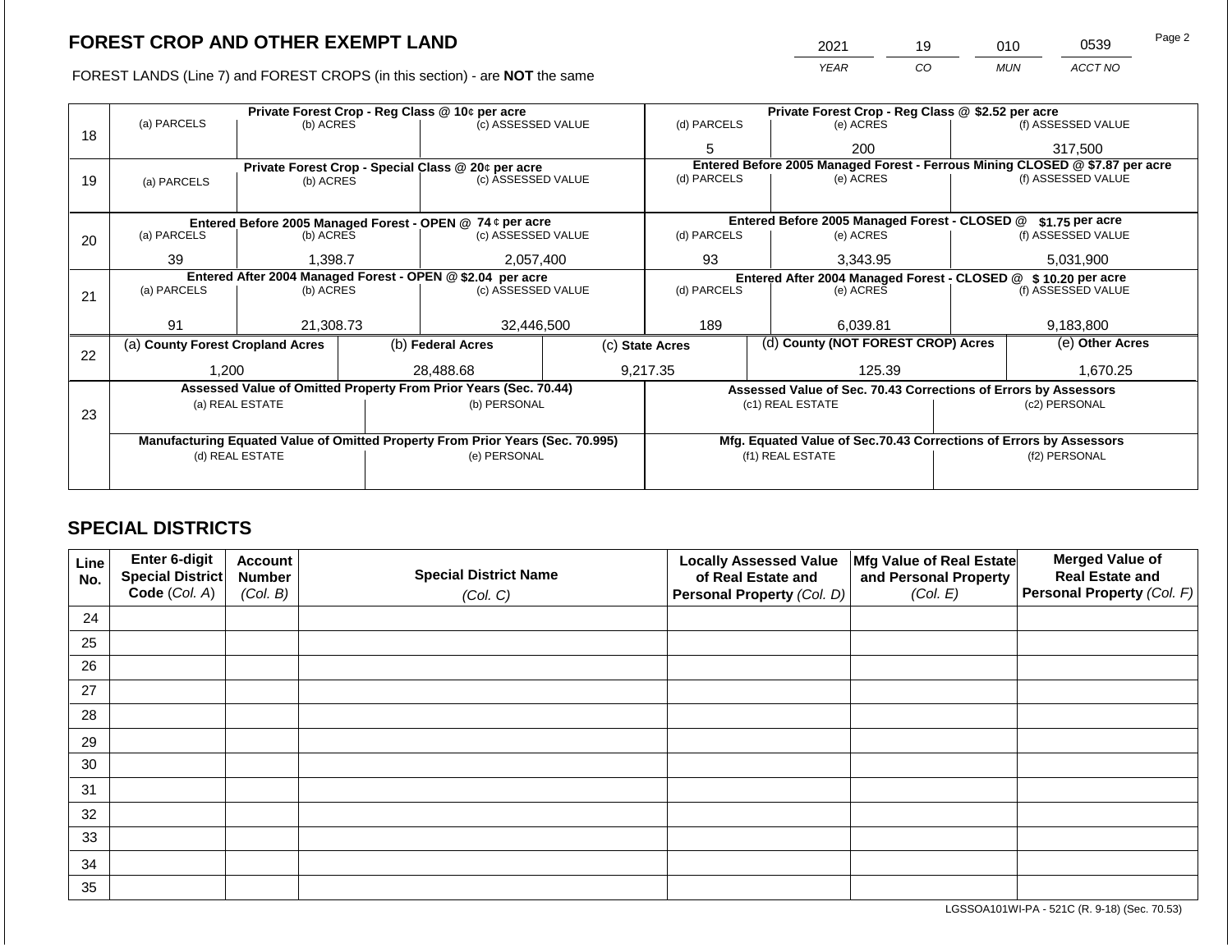## FOREST CROP AND OTHER EXEMPT LAND

FOREST LANDS (Line 7) and FOREST CROPS (in this section) - are **NOT** the same

| 2021 | 19 | 010 | 0539 |
|---|---|---|---|
| *YEAR* | *CO* | *MUN* | *ACCT NO* |

Page 2

| Line | Private Forest Crop - Reg Class @ 10¢ per acre | | | Private Forest Crop - Reg Class @ $2.52 per acre | | |
|---|---|---|---|---|---|---|
| 18 | (a) PARCELS | (b) ACRES | (c) ASSESSED VALUE | (d) PARCELS | (e) ACRES | (f) ASSESSED VALUE |
| | | | | 5 | 200 | 317,500 |
| | **Private Forest Crop - Special Class @ 20¢ per acre** | | | **Entered Before 2005 Managed Forest - Ferrous Mining CLOSED @ $7.87 per acre** | | |
| 19 | (a) PARCELS | (b) ACRES | (c) ASSESSED VALUE | (d) PARCELS | (e) ACRES | (f) ASSESSED VALUE |
| | | | | | | |
| | **Entered Before 2005 Managed Forest - OPEN @ 74 ¢ per acre** | | | **Entered Before 2005 Managed Forest - CLOSED @ $1.75 per acre** | | |
| 20 | (a) PARCELS | (b) ACRES | (c) ASSESSED VALUE | (d) PARCELS | (e) ACRES | (f) ASSESSED VALUE |
| | 39 | 1,398.7 | 2,057,400 | 93 | 3,343.95 | 5,031,900 |
| | **Entered After 2004 Managed Forest - OPEN @ $2.04 per acre** | | | **Entered After 2004 Managed Forest - CLOSED @ $ 10.20 per acre** | | |
| 21 | (a) PARCELS | (b) ACRES | (c) ASSESSED VALUE | (d) PARCELS | (e) ACRES | (f) ASSESSED VALUE |
| | 91 | 21,308.73 | 32,446,500 | 189 | 6,039.81 | 9,183,800 |

| Line | (a) County Forest Cropland Acres | (b) Federal Acres | (c) State Acres | (d) County (NOT FOREST CROP) Acres | (e) Other Acres |
|---|---|---|---|---|---|
| 22 | 1,200 | 28,488.68 | 9,217.35 | 125.39 | 1,670.25 |

| Line | Assessed Value of Omitted Property From Prior Years (Sec. 70.44) | | Assessed Value of Sec. 70.43 Corrections of Errors by Assessors | |
|---|---|---|---|---|
| 23 | (a) REAL ESTATE | (b) PERSONAL | (c1) REAL ESTATE | (c2) PERSONAL |
| | | | | |
| | **Manufacturing Equated Value of Omitted Property From Prior Years (Sec. 70.995)** | | **Mfg. Equated Value of Sec.70.43 Corrections of Errors by Assessors** | |
| | (d) REAL ESTATE | (e) PERSONAL | (f1) REAL ESTATE | (f2) PERSONAL |
| | | | | |

## SPECIAL DISTRICTS

| Line No. | Enter 6-digit Special District Code (*Col. A*) | Account Number (*Col. B*) | Special District Name (*Col. C*) | Locally Assessed Value of Real Estate and Personal Property (*Col. D*) | Mfg Value of Real Estate and Personal Property (*Col. E*) | Merged Value of Real Estate and Personal Property (*Col. F*) |
|---|---|---|---|---|---|---|
| 24 | | | | | | |
| 25 | | | | | | |
| 26 | | | | | | |
| 27 | | | | | | |
| 28 | | | | | | |
| 29 | | | | | | |
| 30 | | | | | | |
| 31 | | | | | | |
| 32 | | | | | | |
| 33 | | | | | | |
| 34 | | | | | | |
| 35 | | | | | | |

LGSSOA101WI-PA - 521C (R. 9-18) (Sec. 70.53)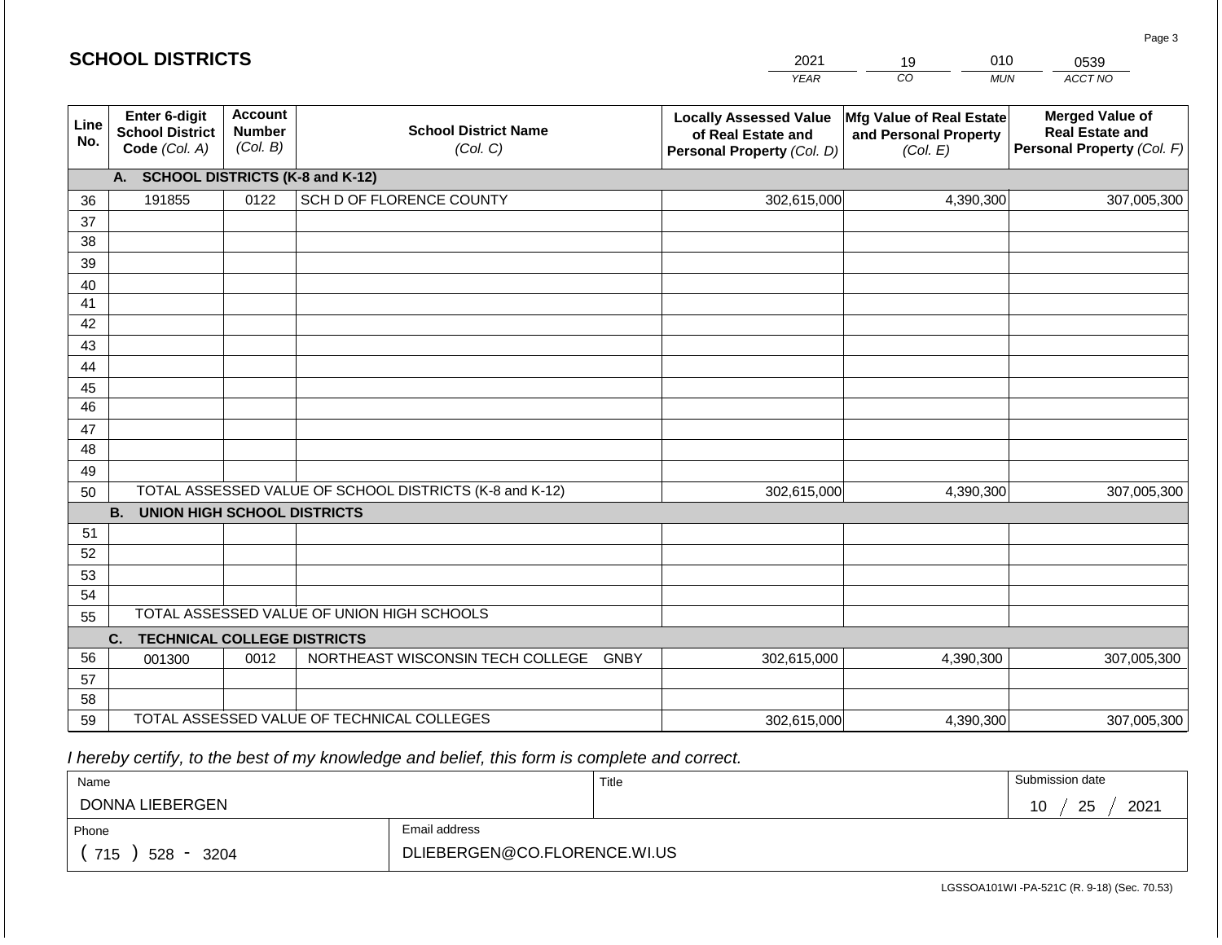## SCHOOL DISTRICTS

| 2021 | 19 | 010 | 0539 |
|---|---|---|---|
| *YEAR* | *CO* | *MUN* | *ACCT NO* |

| Line No. | Enter 6-digit School District Code *(Col. A)* | Account Number *(Col. B)* | School District Name *(Col. C)* | Locally Assessed Value of Real Estate and Personal Property *(Col. D)* | Mfg Value of Real Estate and Personal Property *(Col. E)* | Merged Value of Real Estate and Personal Property *(Col. F)* |
|---|---|---|---|---|---|---|
| | **A. SCHOOL DISTRICTS (K-8 and K-12)** | | | | | |
| 36 | 191855 | 0122 | SCH D OF FLORENCE COUNTY | 302,615,000 | 4,390,300 | 307,005,300 |
| 37 | | | | | | |
| 38 | | | | | | |
| 39 | | | | | | |
| 40 | | | | | | |
| 41 | | | | | | |
| 42 | | | | | | |
| 43 | | | | | | |
| 44 | | | | | | |
| 45 | | | | | | |
| 46 | | | | | | |
| 47 | | | | | | |
| 48 | | | | | | |
| 49 | | | | | | |
| 50 | TOTAL ASSESSED VALUE OF SCHOOL DISTRICTS (K-8 and K-12) | | | 302,615,000 | 4,390,300 | 307,005,300 |
| | **B. UNION HIGH SCHOOL DISTRICTS** | | | | | |
| 51 | | | | | | |
| 52 | | | | | | |
| 53 | | | | | | |
| 54 | | | | | | |
| 55 | TOTAL ASSESSED VALUE OF UNION HIGH SCHOOLS | | | | | |
| | **C. TECHNICAL COLLEGE DISTRICTS** | | | | | |
| 56 | 001300 | 0012 | NORTHEAST WISCONSIN TECH COLLEGE GNBY | 302,615,000 | 4,390,300 | 307,005,300 |
| 57 | | | | | | |
| 58 | | | | | | |
| 59 | TOTAL ASSESSED VALUE OF TECHNICAL COLLEGES | | | 302,615,000 | 4,390,300 | 307,005,300 |

*I hereby certify, to the best of my knowledge and belief, this form is complete and correct.*

| Name | Title | Submission date |
|---|---|---|
| DONNA LIEBERGEN | | 10 / 25 / 2021 |
| **Phone** | **Email address** | |
| ( 715 ) 528 - 3204 | DLIEBERGEN@CO.FLORENCE.WI.US | |

LGSSOA101WI -PA-521C (R. 9-18) (Sec. 70.53)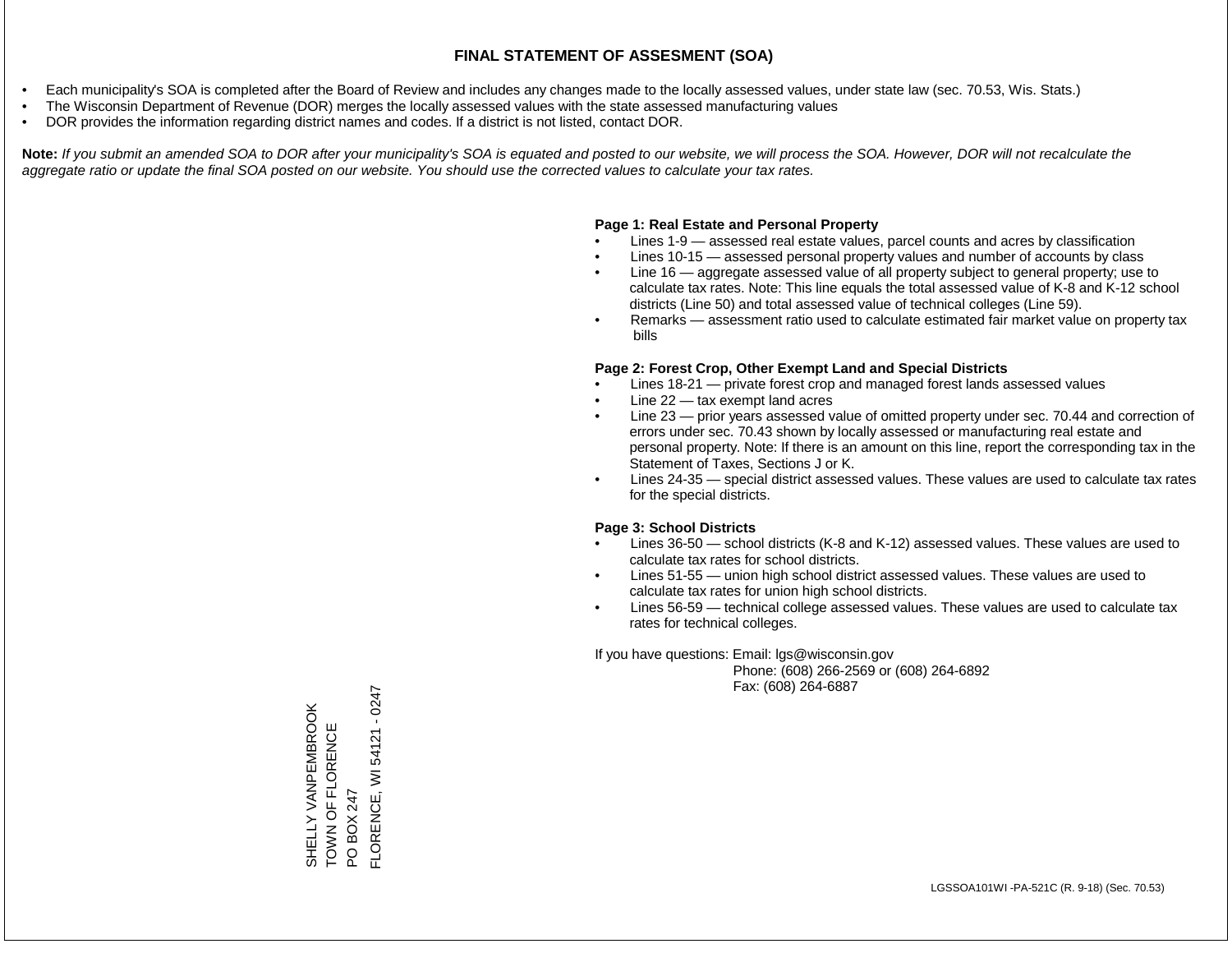# FINAL STATEMENT OF ASSESMENT (SOA)

- Each municipality's SOA is completed after the Board of Review and includes any changes made to the locally assessed values, under state law (sec. 70.53, Wis. Stats.)
- The Wisconsin Department of Revenue (DOR) merges the locally assessed values with the state assessed manufacturing values
- DOR provides the information regarding district names and codes. If a district is not listed, contact DOR.

**Note:** *If you submit an amended SOA to DOR after your municipality's SOA is equated and posted to our website, we will process the SOA. However, DOR will not recalculate the aggregate ratio or update the final SOA posted on our website. You should use the corrected values to calculate your tax rates.*

**Page 1: Real Estate and Personal Property**

- Lines 1-9 — assessed real estate values, parcel counts and acres by classification
- Lines 10-15 — assessed personal property values and number of accounts by class
- Line 16 — aggregate assessed value of all property subject to general property; use to calculate tax rates. Note: This line equals the total assessed value of K-8 and K-12 school districts (Line 50) and total assessed value of technical colleges (Line 59).
- Remarks — assessment ratio used to calculate estimated fair market value on property tax bills

**Page 2: Forest Crop, Other Exempt Land and Special Districts**

- Lines 18-21 — private forest crop and managed forest lands assessed values
- Line 22 — tax exempt land acres
- Line 23 — prior years assessed value of omitted property under sec. 70.44 and correction of errors under sec. 70.43 shown by locally assessed or manufacturing real estate and personal property. Note: If there is an amount on this line, report the corresponding tax in the Statement of Taxes, Sections J or K.
- Lines 24-35 — special district assessed values. These values are used to calculate tax rates for the special districts.

**Page 3: School Districts**

- Lines 36-50 — school districts (K-8 and K-12) assessed values. These values are used to calculate tax rates for school districts.
- Lines 51-55 — union high school district assessed values. These values are used to calculate tax rates for union high school districts.
- Lines 56-59 — technical college assessed values. These values are used to calculate tax rates for technical colleges.

If you have questions: Email: lgs@wisconsin.gov
Phone: (608) 266-2569 or (608) 264-6892
Fax: (608) 264-6887

SHELLY VANPEMBROOK
TOWN OF FLORENCE
PO BOX 247
FLORENCE, WI 54121 - 0247

LGSSOA101WI -PA-521C (R. 9-18) (Sec. 70.53)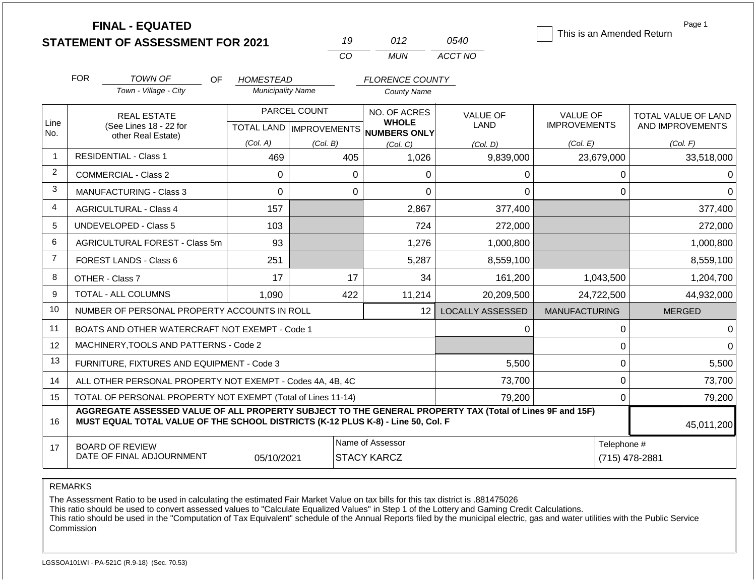# FINAL - EQUATED
## STATEMENT OF ASSESSMENT FOR 2021

| 19 | 012 | 0540 |
|---|---|---|
| CO | MUN | ACCT NO |

☐ This is an Amended Return

FOR *TOWN OF* (Town - Village - City) OF *HOMESTEAD* (Municipality Name) *FLORENCE COUNTY* (County Name)

| Line No. | REAL ESTATE (See Lines 18 - 22 for other Real Estate) | PARCEL COUNT TOTAL LAND (Col. A) | PARCEL COUNT IMPROVEMENTS (Col. B) | NO. OF ACRES WHOLE NUMBERS ONLY (Col. C) | VALUE OF LAND (Col. D) | VALUE OF IMPROVEMENTS (Col. E) | TOTAL VALUE OF LAND AND IMPROVEMENTS (Col. F) |
|---|---|---|---|---|---|---|---|
| 1 | RESIDENTIAL - Class 1 | 469 | 405 | 1,026 | 9,839,000 | 23,679,000 | 33,518,000 |
| 2 | COMMERCIAL - Class 2 | 0 | 0 | 0 | 0 | 0 | 0 |
| 3 | MANUFACTURING - Class 3 | 0 | 0 | 0 | 0 | 0 | 0 |
| 4 | AGRICULTURAL - Class 4 | 157 | | 2,867 | 377,400 | | 377,400 |
| 5 | UNDEVELOPED - Class 5 | 103 | | 724 | 272,000 | | 272,000 |
| 6 | AGRICULTURAL FOREST - Class 5m | 93 | | 1,276 | 1,000,800 | | 1,000,800 |
| 7 | FOREST LANDS - Class 6 | 251 | | 5,287 | 8,559,100 | | 8,559,100 |
| 8 | OTHER - Class 7 | 17 | 17 | 34 | 161,200 | 1,043,500 | 1,204,700 |
| 9 | TOTAL - ALL COLUMNS | 1,090 | 422 | 11,214 | 20,209,500 | 24,722,500 | 44,932,000 |
| 10 | NUMBER OF PERSONAL PROPERTY ACCOUNTS IN ROLL | | | 12 | LOCALLY ASSESSED | MANUFACTURING | MERGED |
| 11 | BOATS AND OTHER WATERCRAFT NOT EXEMPT - Code 1 | | | | 0 | 0 | 0 |
| 12 | MACHINERY,TOOLS AND PATTERNS - Code 2 | | | | | 0 | 0 |
| 13 | FURNITURE, FIXTURES AND EQUIPMENT - Code 3 | | | | 5,500 | 0 | 5,500 |
| 14 | ALL OTHER PERSONAL PROPERTY NOT EXEMPT - Codes 4A, 4B, 4C | | | | 73,700 | 0 | 73,700 |
| 15 | TOTAL OF PERSONAL PROPERTY NOT EXEMPT (Total of Lines 11-14) | | | | 79,200 | 0 | 79,200 |
| 16 | **AGGREGATE ASSESSED VALUE OF ALL PROPERTY SUBJECT TO THE GENERAL PROPERTY TAX (Total of Lines 9F and 15F) MUST EQUAL TOTAL VALUE OF THE SCHOOL DISTRICTS (K-12 PLUS K-8) - Line 50, Col. F** | | | | | | 45,011,200 |
| 17 | BOARD OF REVIEW DATE OF FINAL ADJOURNMENT | 05/10/2021 | | Name of Assessor: STACY KARCZ | | Telephone #: (715) 478-2881 | |

REMARKS

The Assessment Ratio to be used in calculating the estimated Fair Market Value on tax bills for this tax district is .881475026
This ratio should be used to convert assessed values to "Calculate Equalized Values" in Step 1 of the Lottery and Gaming Credit Calculations.
This ratio should be used in the "Computation of Tax Equivalent" schedule of the Annual Reports filed by the municipal electric, gas and water utilities with the Public Service Commission

LGSSOA101WI - PA-521C (R.9-18) (Sec. 70.53)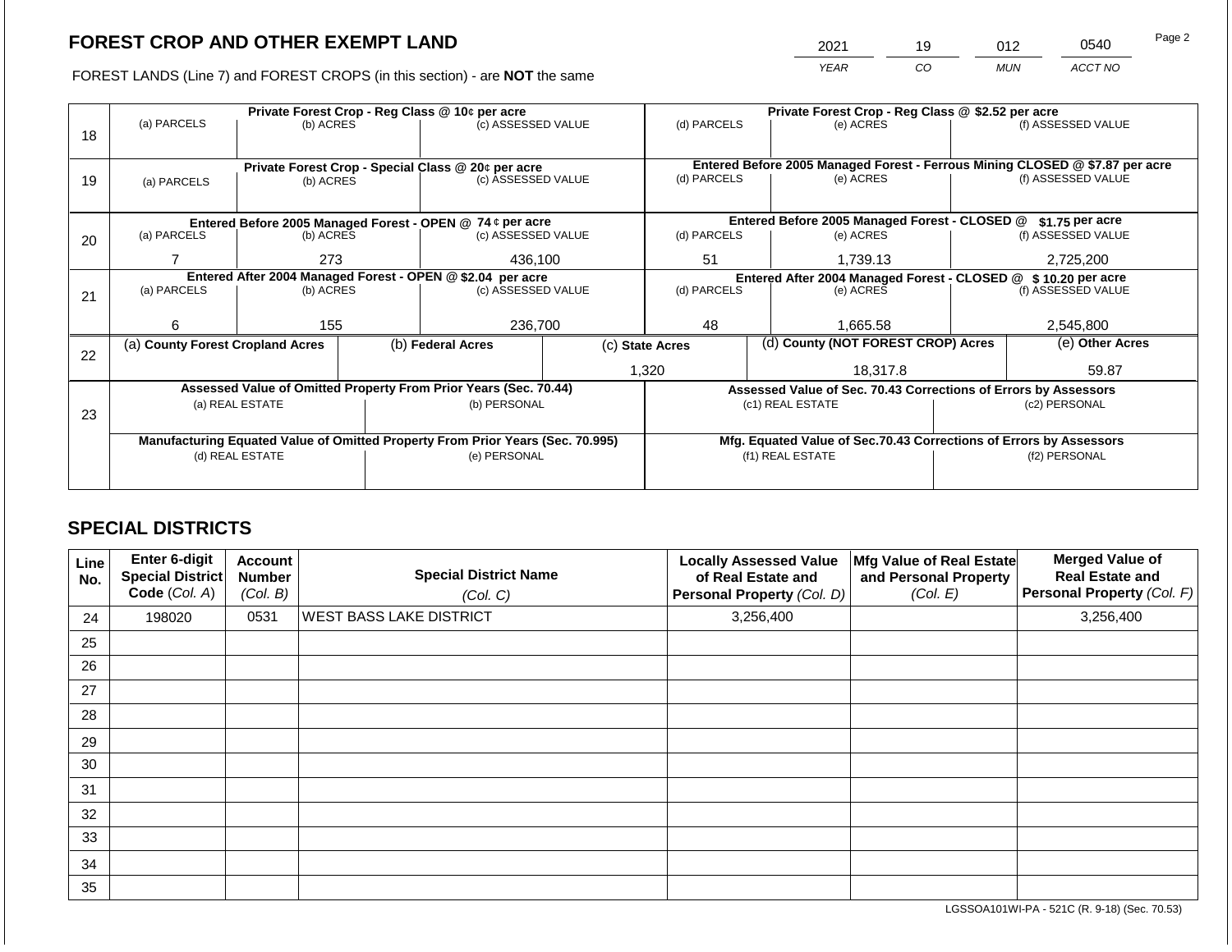# FOREST CROP AND OTHER EXEMPT LAND

FOREST LANDS (Line 7) and FOREST CROPS (in this section) - are **NOT** the same

| YEAR | CO | MUN | ACCT NO |
|---|---|---|---|
| 2021 | 19 | 012 | 0540 |

Page 2

| Line | Private Forest Crop - Reg Class @ 10¢ per acre | | | Private Forest Crop - Reg Class @ $2.52 per acre | | |
|---|---|---|---|---|---|---|
| 18 | (a) PARCELS | (b) ACRES | (c) ASSESSED VALUE | (d) PARCELS | (e) ACRES | (f) ASSESSED VALUE |
| | | | | | | |
| | **Private Forest Crop - Special Class @ 20¢ per acre** | | | **Entered Before 2005 Managed Forest - Ferrous Mining CLOSED @ $7.87 per acre** | | |
| 19 | (a) PARCELS | (b) ACRES | (c) ASSESSED VALUE | (d) PARCELS | (e) ACRES | (f) ASSESSED VALUE |
| | | | | | | |
| | **Entered Before 2005 Managed Forest - OPEN @ 74 ¢ per acre** | | | **Entered Before 2005 Managed Forest - CLOSED @ $1.75 per acre** | | |
| 20 | (a) PARCELS | (b) ACRES | (c) ASSESSED VALUE | (d) PARCELS | (e) ACRES | (f) ASSESSED VALUE |
| | 7 | 273 | 436,100 | 51 | 1,739.13 | 2,725,200 |
| | **Entered After 2004 Managed Forest - OPEN @ $2.04 per acre** | | | **Entered After 2004 Managed Forest - CLOSED @ $ 10.20 per acre** | | |
| 21 | (a) PARCELS | (b) ACRES | (c) ASSESSED VALUE | (d) PARCELS | (e) ACRES | (f) ASSESSED VALUE |
| | 6 | 155 | 236,700 | 48 | 1,665.58 | 2,545,800 |

| Line | (a) County Forest Cropland Acres | (b) Federal Acres | (c) State Acres | (d) County (NOT FOREST CROP) Acres | (e) Other Acres |
|---|---|---|---|---|---|
| 22 | | | 1,320 | 18,317.8 | 59.87 |

| Line | Assessed Value of Omitted Property From Prior Years (Sec. 70.44) | | Assessed Value of Sec. 70.43 Corrections of Errors by Assessors | |
|---|---|---|---|---|
| 23 | (a) REAL ESTATE | (b) PERSONAL | (c1) REAL ESTATE | (c2) PERSONAL |
| | | | | |
| | **Manufacturing Equated Value of Omitted Property From Prior Years (Sec. 70.995)** | | **Mfg. Equated Value of Sec.70.43 Corrections of Errors by Assessors** | |
| | (d) REAL ESTATE | (e) PERSONAL | (f1) REAL ESTATE | (f2) PERSONAL |
| | | | | |

## SPECIAL DISTRICTS

| Line No. | Enter 6-digit Special District Code (Col. A) | Account Number (Col. B) | Special District Name (Col. C) | Locally Assessed Value of Real Estate and Personal Property (Col. D) | Mfg Value of Real Estate and Personal Property (Col. E) | Merged Value of Real Estate and Personal Property (Col. F) |
|---|---|---|---|---|---|---|
| 24 | 198020 | 0531 | WEST BASS LAKE DISTRICT | 3,256,400 | | 3,256,400 |
| 25 | | | | | | |
| 26 | | | | | | |
| 27 | | | | | | |
| 28 | | | | | | |
| 29 | | | | | | |
| 30 | | | | | | |
| 31 | | | | | | |
| 32 | | | | | | |
| 33 | | | | | | |
| 34 | | | | | | |
| 35 | | | | | | |

LGSSOA101WI-PA - 521C (R. 9-18) (Sec. 70.53)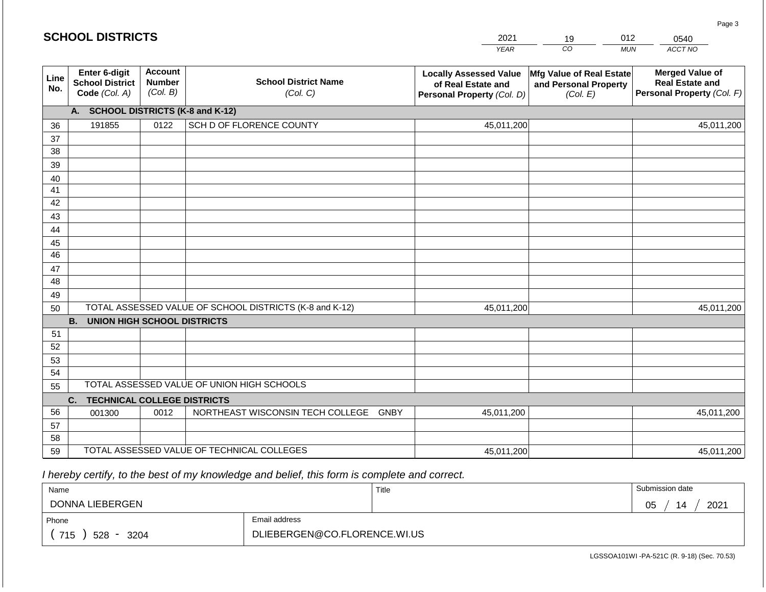# SCHOOL DISTRICTS

| 2021 | 19 | 012 | 0540 |
|---|---|---|---|
| *YEAR* | *CO* | *MUN* | *ACCT NO* |

| Line No. | Enter 6-digit School District Code *(Col. A)* | Account Number *(Col. B)* | School District Name *(Col. C)* | Locally Assessed Value of Real Estate and Personal Property *(Col. D)* | Mfg Value of Real Estate and Personal Property *(Col. E)* | Merged Value of Real Estate and Personal Property *(Col. F)* |
|---|---|---|---|---|---|---|
| | **A. SCHOOL DISTRICTS (K-8 and K-12)** | | | | | |
| 36 | 191855 | 0122 | SCH D OF FLORENCE COUNTY | 45,011,200 | | 45,011,200 |
| 37 | | | | | | |
| 38 | | | | | | |
| 39 | | | | | | |
| 40 | | | | | | |
| 41 | | | | | | |
| 42 | | | | | | |
| 43 | | | | | | |
| 44 | | | | | | |
| 45 | | | | | | |
| 46 | | | | | | |
| 47 | | | | | | |
| 48 | | | | | | |
| 49 | | | | | | |
| 50 | TOTAL ASSESSED VALUE OF SCHOOL DISTRICTS (K-8 and K-12) | | | 45,011,200 | | 45,011,200 |
| | **B. UNION HIGH SCHOOL DISTRICTS** | | | | | |
| 51 | | | | | | |
| 52 | | | | | | |
| 53 | | | | | | |
| 54 | | | | | | |
| 55 | TOTAL ASSESSED VALUE OF UNION HIGH SCHOOLS | | | | | |
| | **C. TECHNICAL COLLEGE DISTRICTS** | | | | | |
| 56 | 001300 | 0012 | NORTHEAST WISCONSIN TECH COLLEGE GNBY | 45,011,200 | | 45,011,200 |
| 57 | | | | | | |
| 58 | | | | | | |
| 59 | TOTAL ASSESSED VALUE OF TECHNICAL COLLEGES | | | 45,011,200 | | 45,011,200 |

*I hereby certify, to the best of my knowledge and belief, this form is complete and correct.*

| Name | Title | Submission date |
|---|---|---|
| DONNA LIEBERGEN | | 05 / 14 / 2021 |
| **Phone** | **Email address** | |
| ( 715 ) 528 - 3204 | DLIEBERGEN@CO.FLORENCE.WI.US | |

LGSSOA101WI -PA-521C (R. 9-18) (Sec. 70.53)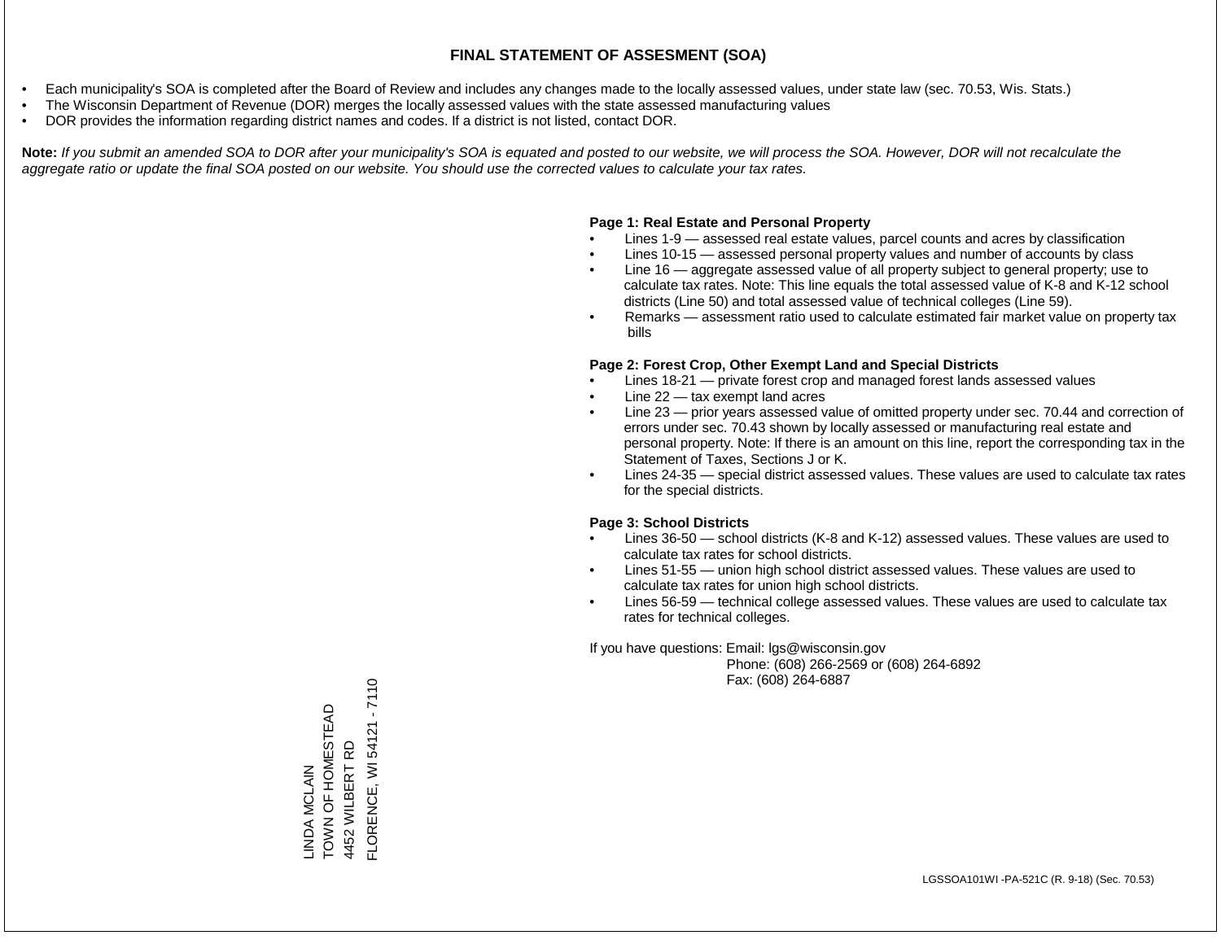# FINAL STATEMENT OF ASSESMENT (SOA)

- Each municipality's SOA is completed after the Board of Review and includes any changes made to the locally assessed values, under state law (sec. 70.53, Wis. Stats.)
- The Wisconsin Department of Revenue (DOR) merges the locally assessed values with the state assessed manufacturing values
- DOR provides the information regarding district names and codes. If a district is not listed, contact DOR.

**Note:** *If you submit an amended SOA to DOR after your municipality's SOA is equated and posted to our website, we will process the SOA. However, DOR will not recalculate the aggregate ratio or update the final SOA posted on our website. You should use the corrected values to calculate your tax rates.*

**Page 1: Real Estate and Personal Property**

- Lines 1-9 — assessed real estate values, parcel counts and acres by classification
- Lines 10-15 — assessed personal property values and number of accounts by class
- Line 16 — aggregate assessed value of all property subject to general property; use to calculate tax rates. Note: This line equals the total assessed value of K-8 and K-12 school districts (Line 50) and total assessed value of technical colleges (Line 59).
- Remarks — assessment ratio used to calculate estimated fair market value on property tax bills

**Page 2: Forest Crop, Other Exempt Land and Special Districts**

- Lines 18-21 — private forest crop and managed forest lands assessed values
- Line 22 — tax exempt land acres
- Line 23 — prior years assessed value of omitted property under sec. 70.44 and correction of errors under sec. 70.43 shown by locally assessed or manufacturing real estate and personal property. Note: If there is an amount on this line, report the corresponding tax in the Statement of Taxes, Sections J or K.
- Lines 24-35 — special district assessed values. These values are used to calculate tax rates for the special districts.

**Page 3: School Districts**

- Lines 36-50 — school districts (K-8 and K-12) assessed values. These values are used to calculate tax rates for school districts.
- Lines 51-55 — union high school district assessed values. These values are used to calculate tax rates for union high school districts.
- Lines 56-59 — technical college assessed values. These values are used to calculate tax rates for technical colleges.

If you have questions: Email: lgs@wisconsin.gov
Phone: (608) 266-2569 or (608) 264-6892
Fax: (608) 264-6887

LINDA MCLAIN
TOWN OF HOMESTEAD
4452 WILBERT RD
FLORENCE, WI 54121 - 7110

LGSSOA101WI -PA-521C (R. 9-18) (Sec. 70.53)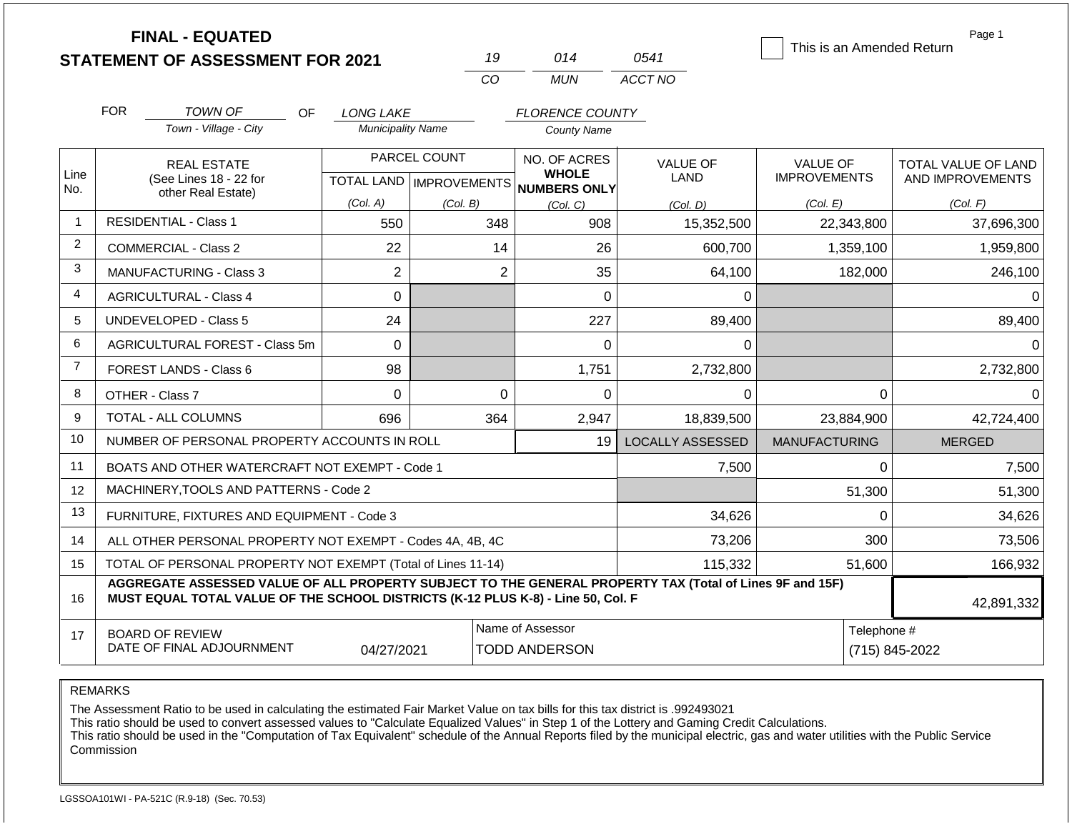**FINAL - EQUATED**
**STATEMENT OF ASSESSMENT FOR 2021**

| 19 | 014 | 0541 |
|---|---|---|
| CO | MUN | ACCT NO |

☐ This is an Amended Return

Page 1

FOR *TOWN OF* (Town - Village - City) OF *LONG LAKE* (Municipality Name) *FLORENCE COUNTY* (County Name)

| Line No. | REAL ESTATE (See Lines 18 - 22 for other Real Estate) | PARCEL COUNT TOTAL LAND (Col. A) | PARCEL COUNT IMPROVEMENTS (Col. B) | NO. OF ACRES WHOLE NUMBERS ONLY (Col. C) | VALUE OF LAND (Col. D) | VALUE OF IMPROVEMENTS (Col. E) | TOTAL VALUE OF LAND AND IMPROVEMENTS (Col. F) |
|---|---|---|---|---|---|---|---|
| 1 | RESIDENTIAL - Class 1 | 550 | 348 | 908 | 15,352,500 | 22,343,800 | 37,696,300 |
| 2 | COMMERCIAL - Class 2 | 22 | 14 | 26 | 600,700 | 1,359,100 | 1,959,800 |
| 3 | MANUFACTURING - Class 3 | 2 | 2 | 35 | 64,100 | 182,000 | 246,100 |
| 4 | AGRICULTURAL - Class 4 | 0 | | 0 | 0 | | 0 |
| 5 | UNDEVELOPED - Class 5 | 24 | | 227 | 89,400 | | 89,400 |
| 6 | AGRICULTURAL FOREST - Class 5m | 0 | | 0 | 0 | | 0 |
| 7 | FOREST LANDS - Class 6 | 98 | | 1,751 | 2,732,800 | | 2,732,800 |
| 8 | OTHER - Class 7 | 0 | 0 | 0 | 0 | 0 | 0 |
| 9 | TOTAL - ALL COLUMNS | 696 | 364 | 2,947 | 18,839,500 | 23,884,900 | 42,724,400 |
| 10 | NUMBER OF PERSONAL PROPERTY ACCOUNTS IN ROLL | | | 19 | LOCALLY ASSESSED | MANUFACTURING | MERGED |
| 11 | BOATS AND OTHER WATERCRAFT NOT EXEMPT - Code 1 | | | | 7,500 | 0 | 7,500 |
| 12 | MACHINERY,TOOLS AND PATTERNS - Code 2 | | | | | 51,300 | 51,300 |
| 13 | FURNITURE, FIXTURES AND EQUIPMENT - Code 3 | | | | 34,626 | 0 | 34,626 |
| 14 | ALL OTHER PERSONAL PROPERTY NOT EXEMPT - Codes 4A, 4B, 4C | | | | 73,206 | 300 | 73,506 |
| 15 | TOTAL OF PERSONAL PROPERTY NOT EXEMPT (Total of Lines 11-14) | | | | 115,332 | 51,600 | 166,932 |
| 16 | **AGGREGATE ASSESSED VALUE OF ALL PROPERTY SUBJECT TO THE GENERAL PROPERTY TAX (Total of Lines 9F and 15F) MUST EQUAL TOTAL VALUE OF THE SCHOOL DISTRICTS (K-12 PLUS K-8) - Line 50, Col. F** | | | | | | 42,891,332 |
| 17 | BOARD OF REVIEW DATE OF FINAL ADJOURNMENT | 04/27/2021 | | Name of Assessor: TODD ANDERSON | | | Telephone #: (715) 845-2022 |

REMARKS

The Assessment Ratio to be used in calculating the estimated Fair Market Value on tax bills for this tax district is .992493021
This ratio should be used to convert assessed values to "Calculate Equalized Values" in Step 1 of the Lottery and Gaming Credit Calculations.
This ratio should be used in the "Computation of Tax Equivalent" schedule of the Annual Reports filed by the municipal electric, gas and water utilities with the Public Service Commission

LGSSOA101WI - PA-521C (R.9-18) (Sec. 70.53)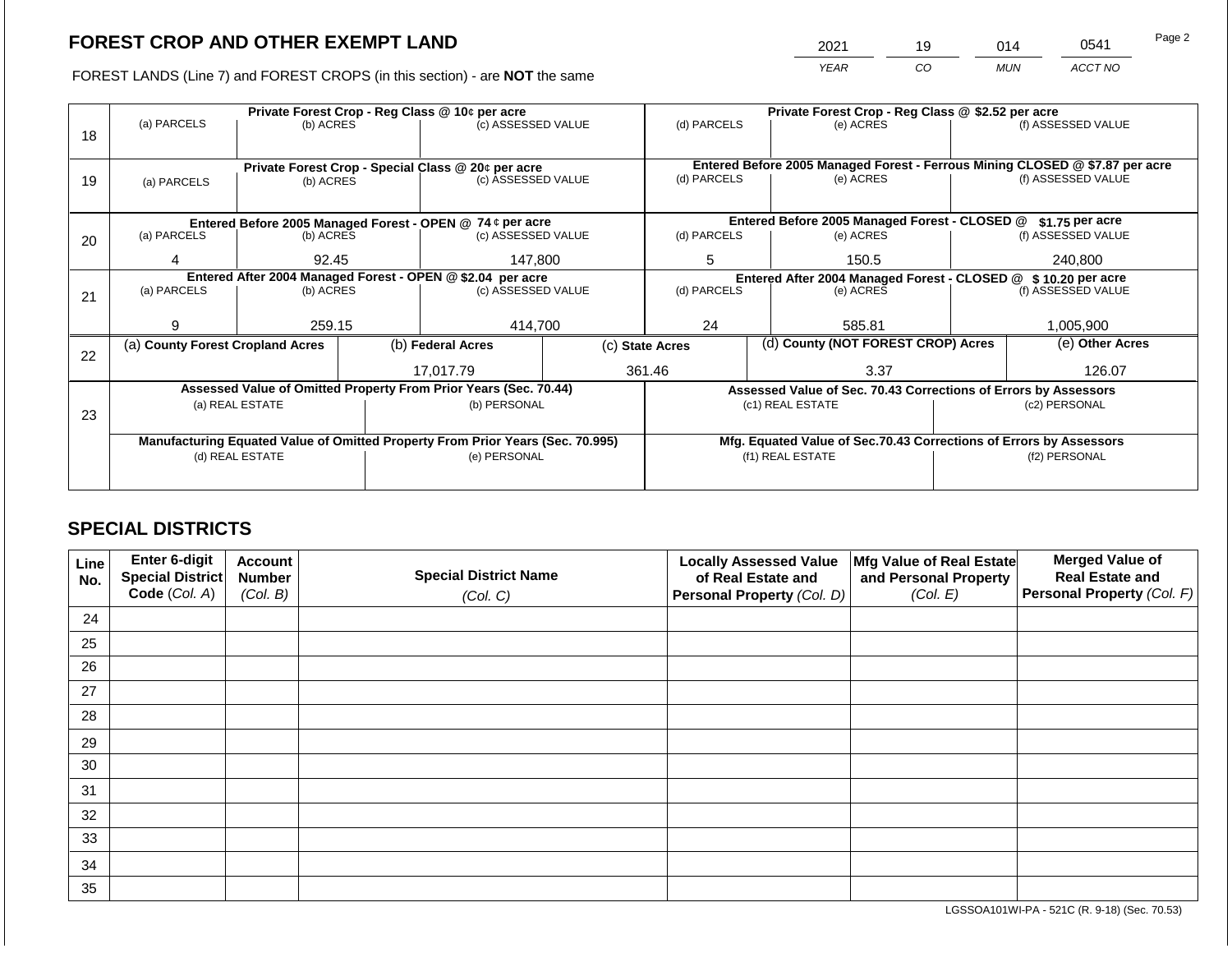# FOREST CROP AND OTHER EXEMPT LAND

| 2021 | 19 | 014 | 0541 |
|---|---|---|---|
| *YEAR* | *CO* | *MUN* | *ACCT NO* |

FOREST LANDS (Line 7) and FOREST CROPS (in this section) - are **NOT** the same

| Line | Private Forest Crop - Reg Class @ 10¢ per acre | | | Private Forest Crop - Reg Class @ $2.52 per acre | | |
|---|---|---|---|---|---|---|
| | (a) PARCELS | (b) ACRES | (c) ASSESSED VALUE | (d) PARCELS | (e) ACRES | (f) ASSESSED VALUE |
| 18 | | | | | | |
| | **Private Forest Crop - Special Class @ 20¢ per acre** | | | **Entered Before 2005 Managed Forest - Ferrous Mining CLOSED @ $7.87 per acre** | | |
| | (a) PARCELS | (b) ACRES | (c) ASSESSED VALUE | (d) PARCELS | (e) ACRES | (f) ASSESSED VALUE |
| 19 | | | | | | |
| | **Entered Before 2005 Managed Forest - OPEN @ 74 ¢ per acre** | | | **Entered Before 2005 Managed Forest - CLOSED @ $1.75 per acre** | | |
| | (a) PARCELS | (b) ACRES | (c) ASSESSED VALUE | (d) PARCELS | (e) ACRES | (f) ASSESSED VALUE |
| 20 | 4 | 92.45 | 147,800 | 5 | 150.5 | 240,800 |
| | **Entered After 2004 Managed Forest - OPEN @ $2.04 per acre** | | | **Entered After 2004 Managed Forest - CLOSED @ $ 10.20 per acre** | | |
| | (a) PARCELS | (b) ACRES | (c) ASSESSED VALUE | (d) PARCELS | (e) ACRES | (f) ASSESSED VALUE |
| 21 | 9 | 259.15 | 414,700 | 24 | 585.81 | 1,005,900 |

| Line | (a) County Forest Cropland Acres | (b) Federal Acres | (c) State Acres | (d) County (NOT FOREST CROP) Acres | (e) Other Acres |
|---|---|---|---|---|---|
| 22 | | 17,017.79 | 361.46 | 3.37 | 126.07 |

| Line | Assessed Value of Omitted Property From Prior Years (Sec. 70.44) | | Assessed Value of Sec. 70.43 Corrections of Errors by Assessors | |
|---|---|---|---|---|
| | (a) REAL ESTATE | (b) PERSONAL | (c1) REAL ESTATE | (c2) PERSONAL |
| 23 | | | | |
| | **Manufacturing Equated Value of Omitted Property From Prior Years (Sec. 70.995)** | | **Mfg. Equated Value of Sec.70.43 Corrections of Errors by Assessors** | |
| | (d) REAL ESTATE | (e) PERSONAL | (f1) REAL ESTATE | (f2) PERSONAL |
| | | | | |

## SPECIAL DISTRICTS

| Line No. | Enter 6-digit Special District Code *(Col. A)* | Account Number *(Col. B)* | Special District Name *(Col. C)* | Locally Assessed Value of Real Estate and Personal Property *(Col. D)* | Mfg Value of Real Estate and Personal Property *(Col. E)* | Merged Value of Real Estate and Personal Property *(Col. F)* |
|---|---|---|---|---|---|---|
| 24 | | | | | | |
| 25 | | | | | | |
| 26 | | | | | | |
| 27 | | | | | | |
| 28 | | | | | | |
| 29 | | | | | | |
| 30 | | | | | | |
| 31 | | | | | | |
| 32 | | | | | | |
| 33 | | | | | | |
| 34 | | | | | | |
| 35 | | | | | | |

LGSSOA101WI-PA - 521C (R. 9-18) (Sec. 70.53)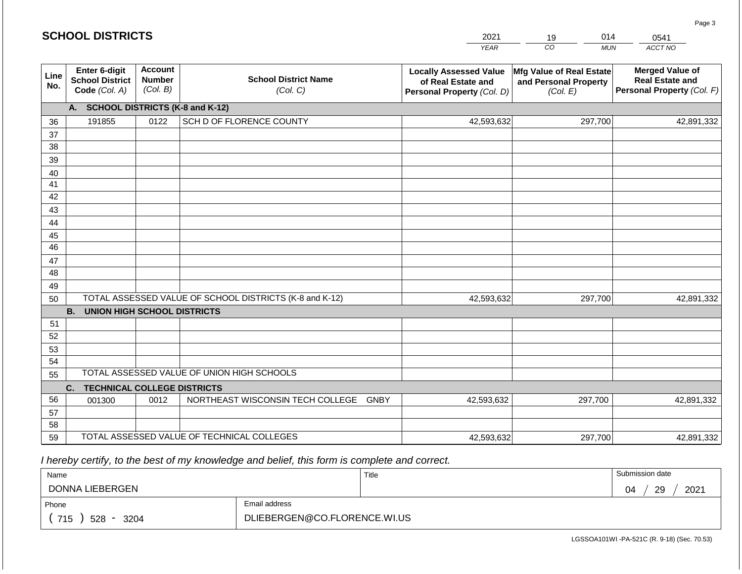## SCHOOL DISTRICTS

| 2021 | 19 | 014 | 0541 |
|---|---|---|---|
| *YEAR* | *CO* | *MUN* | *ACCT NO* |

| Line No. | Enter 6-digit School District Code *(Col. A)* | Account Number *(Col. B)* | School District Name *(Col. C)* | Locally Assessed Value of Real Estate and Personal Property *(Col. D)* | Mfg Value of Real Estate and Personal Property *(Col. E)* | Merged Value of Real Estate and Personal Property *(Col. F)* |
|---|---|---|---|---|---|---|
| | **A. SCHOOL DISTRICTS (K-8 and K-12)** | | | | | |
| 36 | 191855 | 0122 | SCH D OF FLORENCE COUNTY | 42,593,632 | 297,700 | 42,891,332 |
| 37 | | | | | | |
| 38 | | | | | | |
| 39 | | | | | | |
| 40 | | | | | | |
| 41 | | | | | | |
| 42 | | | | | | |
| 43 | | | | | | |
| 44 | | | | | | |
| 45 | | | | | | |
| 46 | | | | | | |
| 47 | | | | | | |
| 48 | | | | | | |
| 49 | | | | | | |
| 50 | TOTAL ASSESSED VALUE OF SCHOOL DISTRICTS (K-8 and K-12) | | | 42,593,632 | 297,700 | 42,891,332 |
| | **B. UNION HIGH SCHOOL DISTRICTS** | | | | | |
| 51 | | | | | | |
| 52 | | | | | | |
| 53 | | | | | | |
| 54 | | | | | | |
| 55 | TOTAL ASSESSED VALUE OF UNION HIGH SCHOOLS | | | | | |
| | **C. TECHNICAL COLLEGE DISTRICTS** | | | | | |
| 56 | 001300 | 0012 | NORTHEAST WISCONSIN TECH COLLEGE GNBY | 42,593,632 | 297,700 | 42,891,332 |
| 57 | | | | | | |
| 58 | | | | | | |
| 59 | TOTAL ASSESSED VALUE OF TECHNICAL COLLEGES | | | 42,593,632 | 297,700 | 42,891,332 |

*I hereby certify, to the best of my knowledge and belief, this form is complete and correct.*

| Name | | Title | Submission date |
|---|---|---|---|
| DONNA LIEBERGEN | | | 04 / 29 / 2021 |
| Phone | Email address | | |
| ( 715 ) 528 - 3204 | DLIEBERGEN@CO.FLORENCE.WI.US | | |

LGSSOA101WI -PA-521C (R. 9-18) (Sec. 70.53)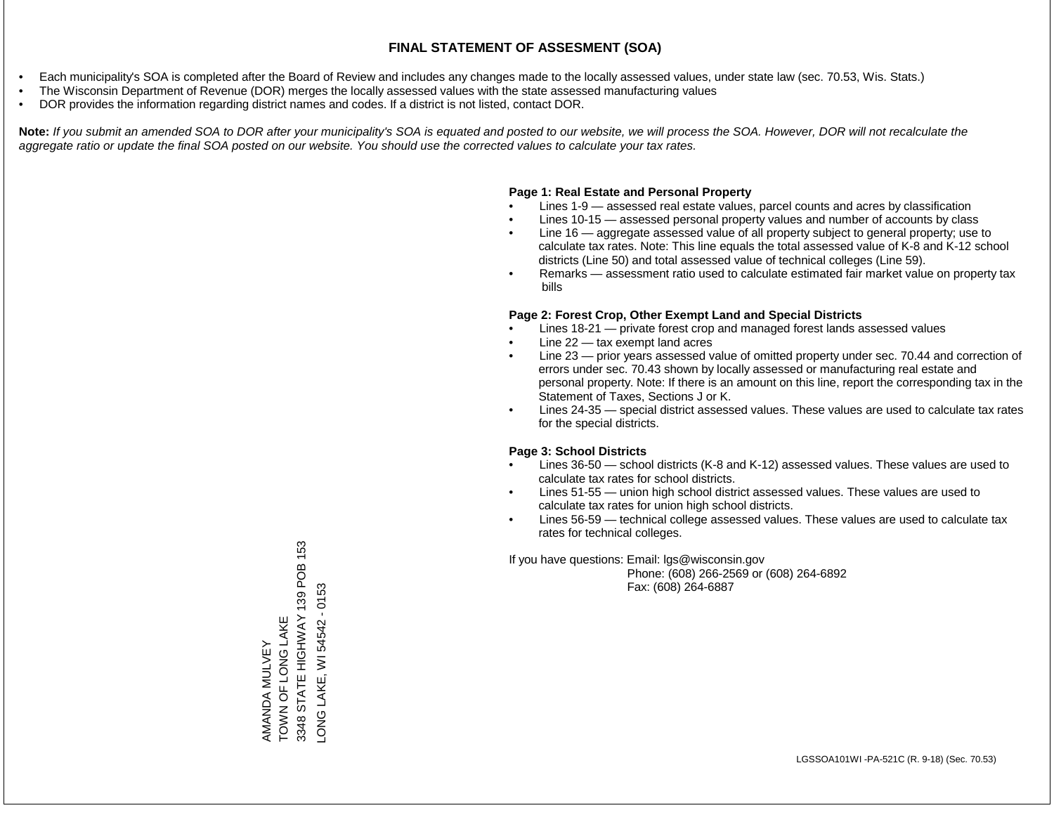# FINAL STATEMENT OF ASSESMENT (SOA)

- Each municipality's SOA is completed after the Board of Review and includes any changes made to the locally assessed values, under state law (sec. 70.53, Wis. Stats.)
- The Wisconsin Department of Revenue (DOR) merges the locally assessed values with the state assessed manufacturing values
- DOR provides the information regarding district names and codes. If a district is not listed, contact DOR.

**Note:** *If you submit an amended SOA to DOR after your municipality's SOA is equated and posted to our website, we will process the SOA. However, DOR will not recalculate the aggregate ratio or update the final SOA posted on our website. You should use the corrected values to calculate your tax rates.*

**Page 1: Real Estate and Personal Property**

- Lines 1-9 — assessed real estate values, parcel counts and acres by classification
- Lines 10-15 — assessed personal property values and number of accounts by class
- Line 16 — aggregate assessed value of all property subject to general property; use to calculate tax rates. Note: This line equals the total assessed value of K-8 and K-12 school districts (Line 50) and total assessed value of technical colleges (Line 59).
- Remarks — assessment ratio used to calculate estimated fair market value on property tax bills

**Page 2: Forest Crop, Other Exempt Land and Special Districts**

- Lines 18-21 — private forest crop and managed forest lands assessed values
- Line 22 — tax exempt land acres
- Line 23 — prior years assessed value of omitted property under sec. 70.44 and correction of errors under sec. 70.43 shown by locally assessed or manufacturing real estate and personal property. Note: If there is an amount on this line, report the corresponding tax in the Statement of Taxes, Sections J or K.
- Lines 24-35 — special district assessed values. These values are used to calculate tax rates for the special districts.

**Page 3: School Districts**

- Lines 36-50 — school districts (K-8 and K-12) assessed values. These values are used to calculate tax rates for school districts.
- Lines 51-55 — union high school district assessed values. These values are used to calculate tax rates for union high school districts.
- Lines 56-59 — technical college assessed values. These values are used to calculate tax rates for technical colleges.

If you have questions: Email: lgs@wisconsin.gov
Phone: (608) 266-2569 or (608) 264-6892
Fax: (608) 264-6887

AMANDA MULVEY
TOWN OF LONG LAKE
3348 STATE HIGHWAY 139 POB 153
LONG LAKE, WI 54542 - 0153

LGSSOA101WI -PA-521C (R. 9-18) (Sec. 70.53)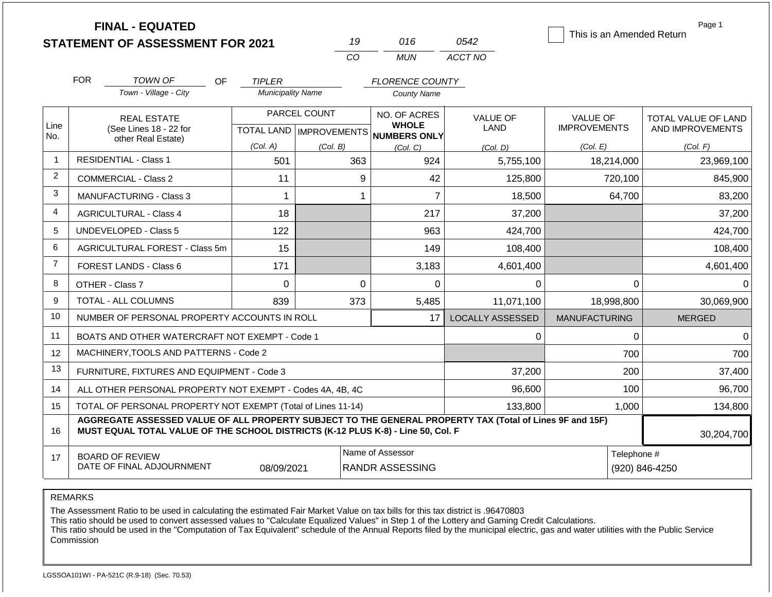# FINAL - EQUATED
# STATEMENT OF ASSESSMENT FOR 2021

| 19 | 016 | 0542 |
|---|---|---|
| CO | MUN | ACCT NO |

☐ This is an Amended Return

Page 1

FOR *TOWN OF* (Town - Village - City) OF *TIPLER* (Municipality Name) *FLORENCE COUNTY* (County Name)

| Line No. | REAL ESTATE (See Lines 18 - 22 for other Real Estate) | PARCEL COUNT TOTAL LAND (Col. A) | IMPROVEMENTS (Col. B) | NO. OF ACRES WHOLE NUMBERS ONLY (Col. C) | VALUE OF LAND (Col. D) | VALUE OF IMPROVEMENTS (Col. E) | TOTAL VALUE OF LAND AND IMPROVEMENTS (Col. F) |
|---|---|---|---|---|---|---|---|
| 1 | RESIDENTIAL - Class 1 | 501 | 363 | 924 | 5,755,100 | 18,214,000 | 23,969,100 |
| 2 | COMMERCIAL - Class 2 | 11 | 9 | 42 | 125,800 | 720,100 | 845,900 |
| 3 | MANUFACTURING - Class 3 | 1 | 1 | 7 | 18,500 | 64,700 | 83,200 |
| 4 | AGRICULTURAL - Class 4 | 18 | | 217 | 37,200 | | 37,200 |
| 5 | UNDEVELOPED - Class 5 | 122 | | 963 | 424,700 | | 424,700 |
| 6 | AGRICULTURAL FOREST - Class 5m | 15 | | 149 | 108,400 | | 108,400 |
| 7 | FOREST LANDS - Class 6 | 171 | | 3,183 | 4,601,400 | | 4,601,400 |
| 8 | OTHER - Class 7 | 0 | 0 | 0 | 0 | 0 | 0 |
| 9 | TOTAL - ALL COLUMNS | 839 | 373 | 5,485 | 11,071,100 | 18,998,800 | 30,069,900 |
| 10 | NUMBER OF PERSONAL PROPERTY ACCOUNTS IN ROLL | | | 17 | LOCALLY ASSESSED | MANUFACTURING | MERGED |
| 11 | BOATS AND OTHER WATERCRAFT NOT EXEMPT - Code 1 | | | | 0 | 0 | 0 |
| 12 | MACHINERY,TOOLS AND PATTERNS - Code 2 | | | | | 700 | 700 |
| 13 | FURNITURE, FIXTURES AND EQUIPMENT - Code 3 | | | | 37,200 | 200 | 37,400 |
| 14 | ALL OTHER PERSONAL PROPERTY NOT EXEMPT - Codes 4A, 4B, 4C | | | | 96,600 | 100 | 96,700 |
| 15 | TOTAL OF PERSONAL PROPERTY NOT EXEMPT (Total of Lines 11-14) | | | | 133,800 | 1,000 | 134,800 |
| 16 | **AGGREGATE ASSESSED VALUE OF ALL PROPERTY SUBJECT TO THE GENERAL PROPERTY TAX (Total of Lines 9F and 15F) MUST EQUAL TOTAL VALUE OF THE SCHOOL DISTRICTS (K-12 PLUS K-8) - Line 50, Col. F** | | | | | | 30,204,700 |
| 17 | BOARD OF REVIEW DATE OF FINAL ADJOURNMENT | 08/09/2021 | | Name of Assessor: RANDR ASSESSING | | Telephone #: (920) 846-4250 | |

REMARKS

The Assessment Ratio to be used in calculating the estimated Fair Market Value on tax bills for this tax district is .96470803
This ratio should be used to convert assessed values to "Calculate Equalized Values" in Step 1 of the Lottery and Gaming Credit Calculations.
This ratio should be used in the "Computation of Tax Equivalent" schedule of the Annual Reports filed by the municipal electric, gas and water utilities with the Public Service Commission

LGSSOA101WI - PA-521C (R.9-18) (Sec. 70.53)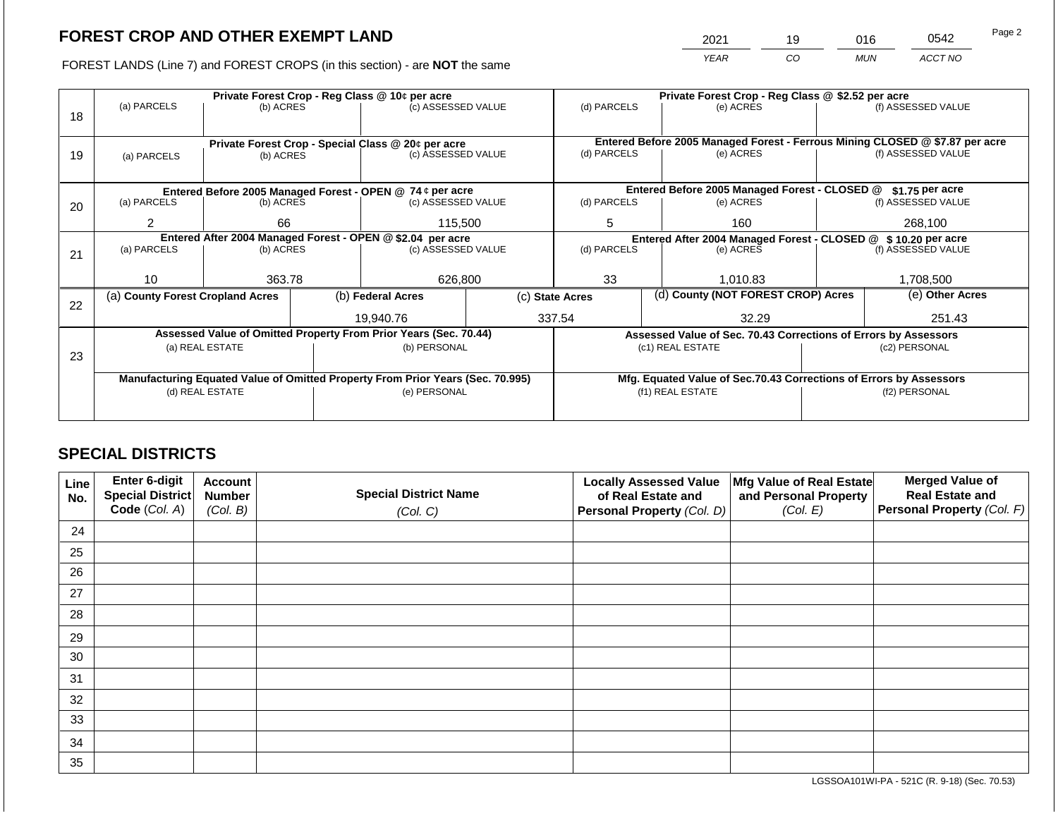## FOREST CROP AND OTHER EXEMPT LAND

| 2021 | 19 | 016 | 0542 |
|---|---|---|---|
| YEAR | CO | MUN | ACCT NO |

FOREST LANDS (Line 7) and FOREST CROPS (in this section) - are **NOT** the same

| Line | (a) PARCELS | (b) ACRES | (c) ASSESSED VALUE | (d) PARCELS | (e) ACRES | (f) ASSESSED VALUE |
|---|---|---|---|---|---|---|
| 18 | **Private Forest Crop - Reg Class @ 10¢ per acre** | | | **Private Forest Crop - Reg Class @ $2.52 per acre** | | |
| | | | | | | |
| 19 | **Private Forest Crop - Special Class @ 20¢ per acre** | | | **Entered Before 2005 Managed Forest - Ferrous Mining CLOSED @ $7.87 per acre** | | |
| | | | | | | |
| 20 | **Entered Before 2005 Managed Forest - OPEN @ 74 ¢ per acre** | | | **Entered Before 2005 Managed Forest - CLOSED @ $1.75 per acre** | | |
| | 2 | 66 | 115,500 | 5 | 160 | 268,100 |
| 21 | **Entered After 2004 Managed Forest - OPEN @ $2.04 per acre** | | | **Entered After 2004 Managed Forest - CLOSED @ $ 10.20 per acre** | | |
| | 10 | 363.78 | 626,800 | 33 | 1,010.83 | 1,708,500 |

| Line | (a) County Forest Cropland Acres | (b) Federal Acres | (c) State Acres | (d) County (NOT FOREST CROP) Acres | (e) Other Acres |
|---|---|---|---|---|---|
| 22 | | 19,940.76 | 337.54 | 32.29 | 251.43 |

| Line | Assessed Value of Omitted Property From Prior Years (Sec. 70.44) | | Assessed Value of Sec. 70.43 Corrections of Errors by Assessors | |
|---|---|---|---|---|
| 23 | (a) REAL ESTATE | (b) PERSONAL | (c1) REAL ESTATE | (c2) PERSONAL |
| | | | | |
| | **Manufacturing Equated Value of Omitted Property From Prior Years (Sec. 70.995)** | | **Mfg. Equated Value of Sec.70.43 Corrections of Errors by Assessors** | |
| | (d) REAL ESTATE | (e) PERSONAL | (f1) REAL ESTATE | (f2) PERSONAL |
| | | | | |

## SPECIAL DISTRICTS

| Line No. | Enter 6-digit Special District Code (Col. A) | Account Number (Col. B) | Special District Name (Col. C) | Locally Assessed Value of Real Estate and Personal Property (Col. D) | Mfg Value of Real Estate and Personal Property (Col. E) | Merged Value of Real Estate and Personal Property (Col. F) |
|---|---|---|---|---|---|---|
| 24 | | | | | | |
| 25 | | | | | | |
| 26 | | | | | | |
| 27 | | | | | | |
| 28 | | | | | | |
| 29 | | | | | | |
| 30 | | | | | | |
| 31 | | | | | | |
| 32 | | | | | | |
| 33 | | | | | | |
| 34 | | | | | | |
| 35 | | | | | | |

LGSSOA101WI-PA - 521C (R. 9-18) (Sec. 70.53)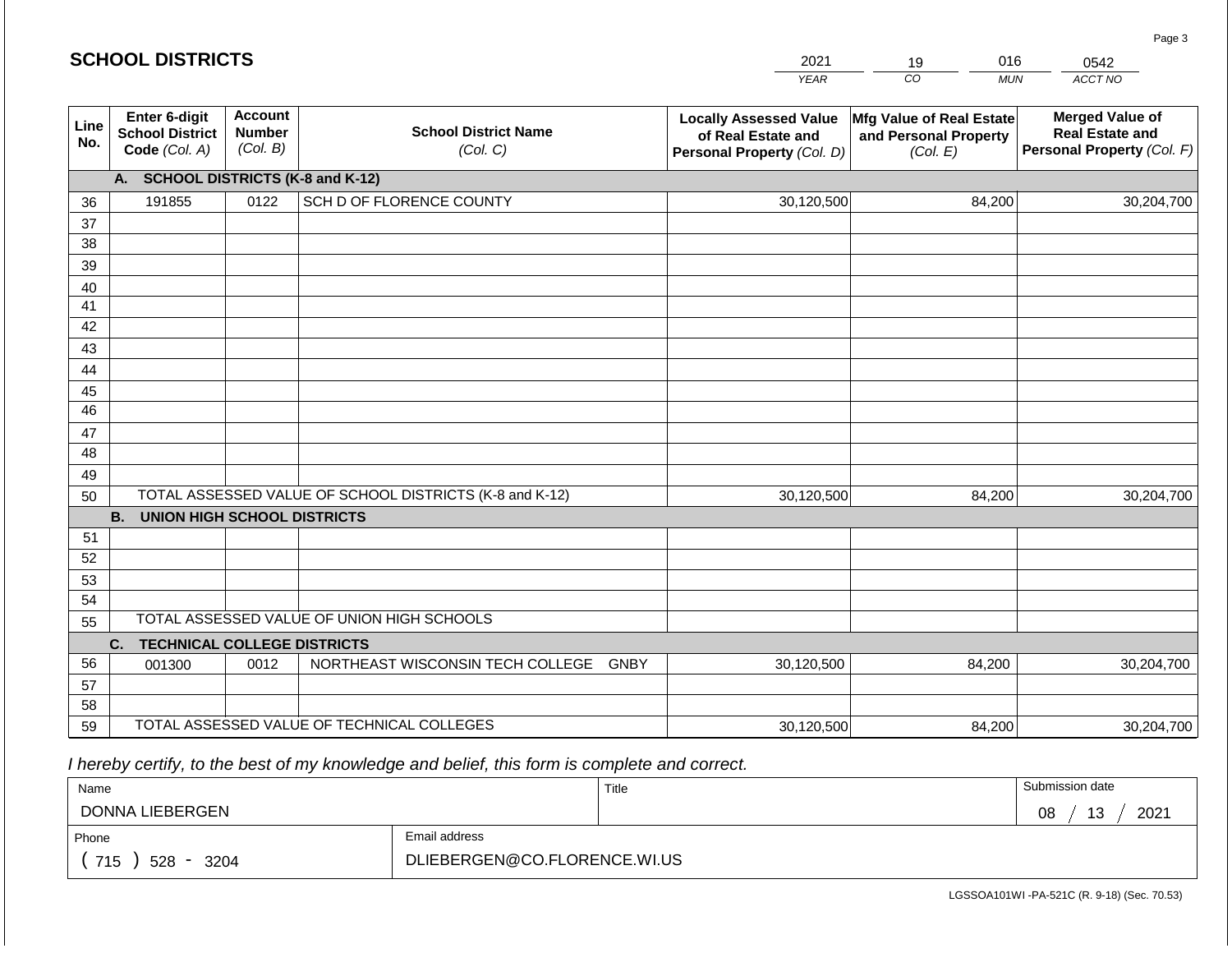## SCHOOL DISTRICTS

| 2021 | 19 | 016 | 0542 |
|---|---|---|---|
| YEAR | CO | MUN | ACCT NO |

| Line No. | Enter 6-digit School District Code (Col. A) | Account Number (Col. B) | School District Name (Col. C) | Locally Assessed Value of Real Estate and Personal Property (Col. D) | Mfg Value of Real Estate and Personal Property (Col. E) | Merged Value of Real Estate and Personal Property (Col. F) |
|---|---|---|---|---|---|---|
| | **A. SCHOOL DISTRICTS (K-8 and K-12)** | | | | | |
| 36 | 191855 | 0122 | SCH D OF FLORENCE COUNTY | 30,120,500 | 84,200 | 30,204,700 |
| 37 | | | | | | |
| 38 | | | | | | |
| 39 | | | | | | |
| 40 | | | | | | |
| 41 | | | | | | |
| 42 | | | | | | |
| 43 | | | | | | |
| 44 | | | | | | |
| 45 | | | | | | |
| 46 | | | | | | |
| 47 | | | | | | |
| 48 | | | | | | |
| 49 | | | | | | |
| 50 | TOTAL ASSESSED VALUE OF SCHOOL DISTRICTS (K-8 and K-12) | | | 30,120,500 | 84,200 | 30,204,700 |
| | **B. UNION HIGH SCHOOL DISTRICTS** | | | | | |
| 51 | | | | | | |
| 52 | | | | | | |
| 53 | | | | | | |
| 54 | | | | | | |
| 55 | TOTAL ASSESSED VALUE OF UNION HIGH SCHOOLS | | | | | |
| | **C. TECHNICAL COLLEGE DISTRICTS** | | | | | |
| 56 | 001300 | 0012 | NORTHEAST WISCONSIN TECH COLLEGE GNBY | 30,120,500 | 84,200 | 30,204,700 |
| 57 | | | | | | |
| 58 | | | | | | |
| 59 | TOTAL ASSESSED VALUE OF TECHNICAL COLLEGES | | | 30,120,500 | 84,200 | 30,204,700 |

*I hereby certify, to the best of my knowledge and belief, this form is complete and correct.*

| Name | Title | Submission date |
|---|---|---|
| DONNA LIEBERGEN | | 08 / 13 / 2021 |

| Phone | Email address |
|---|---|
| ( 715 ) 528 - 3204 | DLIEBERGEN@CO.FLORENCE.WI.US |

LGSSOA101WI -PA-521C (R. 9-18) (Sec. 70.53)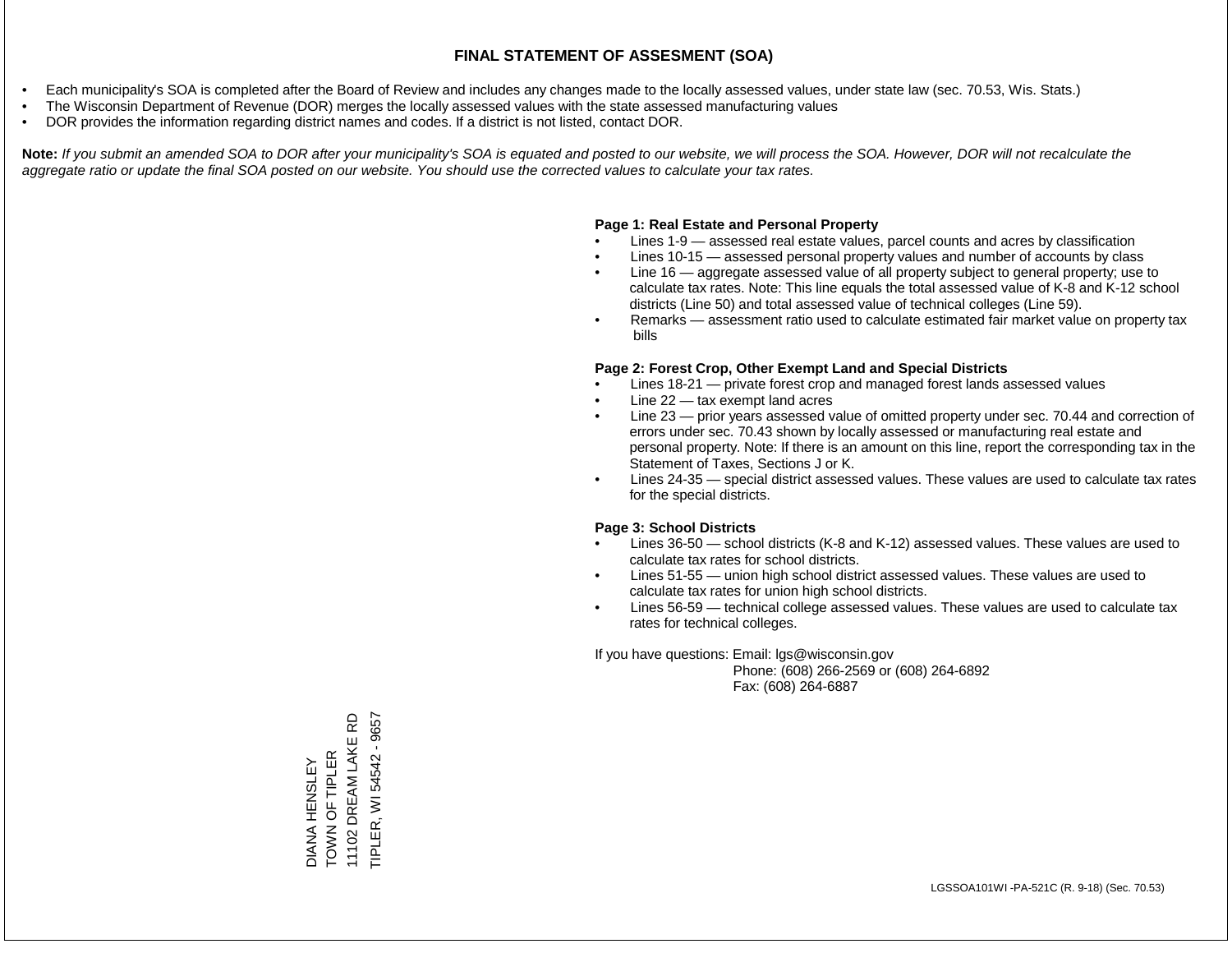# FINAL STATEMENT OF ASSESMENT (SOA)

- Each municipality's SOA is completed after the Board of Review and includes any changes made to the locally assessed values, under state law (sec. 70.53, Wis. Stats.)
- The Wisconsin Department of Revenue (DOR) merges the locally assessed values with the state assessed manufacturing values
- DOR provides the information regarding district names and codes. If a district is not listed, contact DOR.

**Note:** *If you submit an amended SOA to DOR after your municipality's SOA is equated and posted to our website, we will process the SOA. However, DOR will not recalculate the aggregate ratio or update the final SOA posted on our website. You should use the corrected values to calculate your tax rates.*

**Page 1: Real Estate and Personal Property**

- Lines 1-9 — assessed real estate values, parcel counts and acres by classification
- Lines 10-15 — assessed personal property values and number of accounts by class
- Line 16 — aggregate assessed value of all property subject to general property; use to calculate tax rates. Note: This line equals the total assessed value of K-8 and K-12 school districts (Line 50) and total assessed value of technical colleges (Line 59).
- Remarks — assessment ratio used to calculate estimated fair market value on property tax bills

**Page 2: Forest Crop, Other Exempt Land and Special Districts**

- Lines 18-21 — private forest crop and managed forest lands assessed values
- Line 22 — tax exempt land acres
- Line 23 — prior years assessed value of omitted property under sec. 70.44 and correction of errors under sec. 70.43 shown by locally assessed or manufacturing real estate and personal property. Note: If there is an amount on this line, report the corresponding tax in the Statement of Taxes, Sections J or K.
- Lines 24-35 — special district assessed values. These values are used to calculate tax rates for the special districts.

**Page 3: School Districts**

- Lines 36-50 — school districts (K-8 and K-12) assessed values. These values are used to calculate tax rates for school districts.
- Lines 51-55 — union high school district assessed values. These values are used to calculate tax rates for union high school districts.
- Lines 56-59 — technical college assessed values. These values are used to calculate tax rates for technical colleges.

If you have questions: Email: lgs@wisconsin.gov
Phone: (608) 266-2569 or (608) 264-6892
Fax: (608) 264-6887

DIANA HENSLEY
TOWN OF TIPLER
11102 DREAM LAKE RD
TIPLER, WI 54542 - 9657

LGSSOA101WI -PA-521C (R. 9-18) (Sec. 70.53)